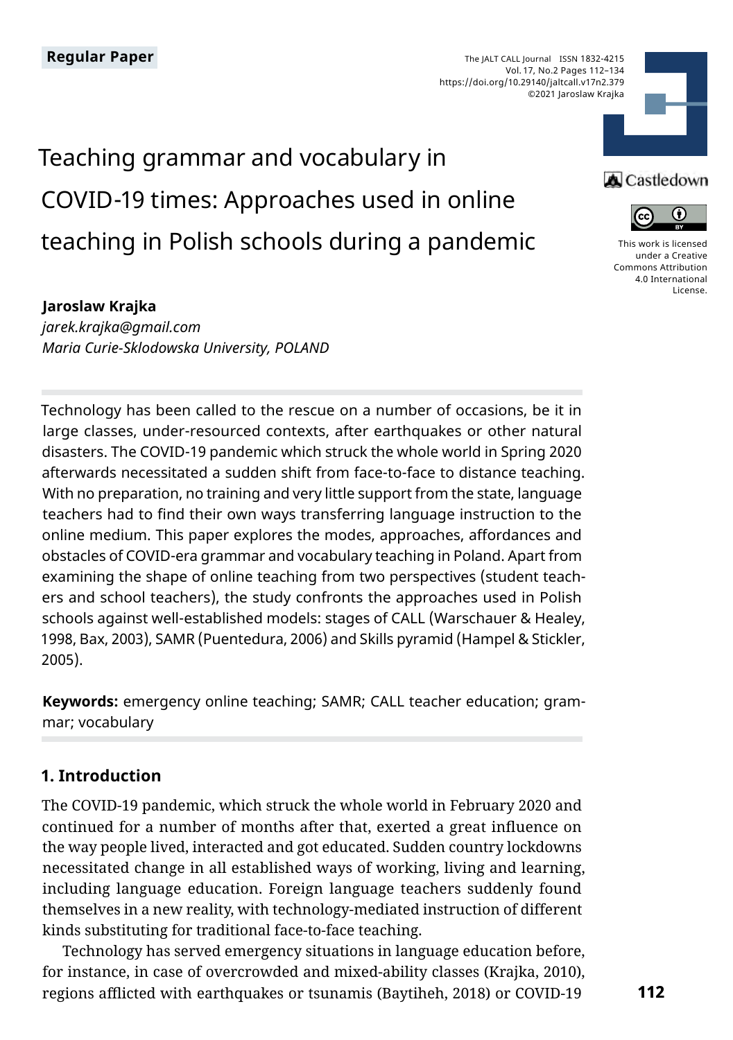Regular Paper

# Teaching grammar and vocabulary in COVID-19 times: Approaches used in online teaching in Polish schools during a pandemic

**Jaroslaw Krajka**
*jarek.krajka@gmail.com*
*Maria Curie-Sklodowska University, POLAND*

This work is licensed under a Creative Commons Attribution 4.0 International License.

Technology has been called to the rescue on a number of occasions, be it in large classes, under-resourced contexts, after earthquakes or other natural disasters. The COVID-19 pandemic which struck the whole world in Spring 2020 afterwards necessitated a sudden shift from face-to-face to distance teaching. With no preparation, no training and very little support from the state, language teachers had to find their own ways transferring language instruction to the online medium. This paper explores the modes, approaches, affordances and obstacles of COVID-era grammar and vocabulary teaching in Poland. Apart from examining the shape of online teaching from two perspectives (student teachers and school teachers), the study confronts the approaches used in Polish schools against well-established models: stages of CALL (Warschauer & Healey, 1998, Bax, 2003), SAMR (Puentedura, 2006) and Skills pyramid (Hampel & Stickler, 2005).

**Keywords:** emergency online teaching; SAMR; CALL teacher education; grammar; vocabulary

## 1. Introduction

The COVID-19 pandemic, which struck the whole world in February 2020 and continued for a number of months after that, exerted a great influence on the way people lived, interacted and got educated. Sudden country lockdowns necessitated change in all established ways of working, living and learning, including language education. Foreign language teachers suddenly found themselves in a new reality, with technology-mediated instruction of different kinds substituting for traditional face-to-face teaching.

Technology has served emergency situations in language education before, for instance, in case of overcrowded and mixed-ability classes (Krajka, 2010), regions afflicted with earthquakes or tsunamis (Baytiheh, 2018) or COVID-19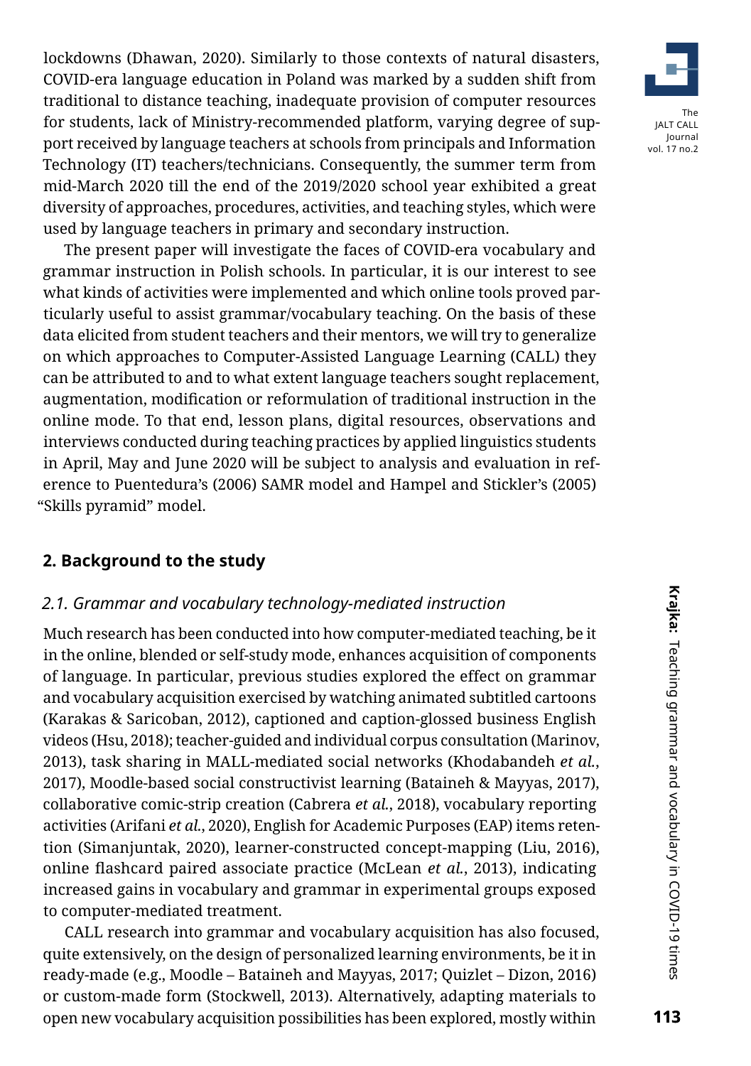lockdowns (Dhawan, 2020). Similarly to those contexts of natural disasters, COVID-era language education in Poland was marked by a sudden shift from traditional to distance teaching, inadequate provision of computer resources for students, lack of Ministry-recommended platform, varying degree of support received by language teachers at schools from principals and Information Technology (IT) teachers/technicians. Consequently, the summer term from mid-March 2020 till the end of the 2019/2020 school year exhibited a great diversity of approaches, procedures, activities, and teaching styles, which were used by language teachers in primary and secondary instruction.

The present paper will investigate the faces of COVID-era vocabulary and grammar instruction in Polish schools. In particular, it is our interest to see what kinds of activities were implemented and which online tools proved particularly useful to assist grammar/vocabulary teaching. On the basis of these data elicited from student teachers and their mentors, we will try to generalize on which approaches to Computer-Assisted Language Learning (CALL) they can be attributed to and to what extent language teachers sought replacement, augmentation, modification or reformulation of traditional instruction in the online mode. To that end, lesson plans, digital resources, observations and interviews conducted during teaching practices by applied linguistics students in April, May and June 2020 will be subject to analysis and evaluation in reference to Puentedura's (2006) SAMR model and Hampel and Stickler's (2005) "Skills pyramid" model.

## 2. Background to the study

### *2.1. Grammar and vocabulary technology-mediated instruction*

Much research has been conducted into how computer-mediated teaching, be it in the online, blended or self-study mode, enhances acquisition of components of language. In particular, previous studies explored the effect on grammar and vocabulary acquisition exercised by watching animated subtitled cartoons (Karakas & Saricoban, 2012), captioned and caption-glossed business English videos (Hsu, 2018); teacher-guided and individual corpus consultation (Marinov, 2013), task sharing in MALL-mediated social networks (Khodabandeh *et al.*, 2017), Moodle-based social constructivist learning (Bataineh & Mayyas, 2017), collaborative comic-strip creation (Cabrera *et al.*, 2018), vocabulary reporting activities (Arifani *et al.*, 2020), English for Academic Purposes (EAP) items retention (Simanjuntak, 2020), learner-constructed concept-mapping (Liu, 2016), online flashcard paired associate practice (McLean *et al.*, 2013), indicating increased gains in vocabulary and grammar in experimental groups exposed to computer-mediated treatment.

CALL research into grammar and vocabulary acquisition has also focused, quite extensively, on the design of personalized learning environments, be it in ready-made (e.g., Moodle – Bataineh and Mayyas, 2017; Quizlet – Dizon, 2016) or custom-made form (Stockwell, 2013). Alternatively, adapting materials to open new vocabulary acquisition possibilities has been explored, mostly within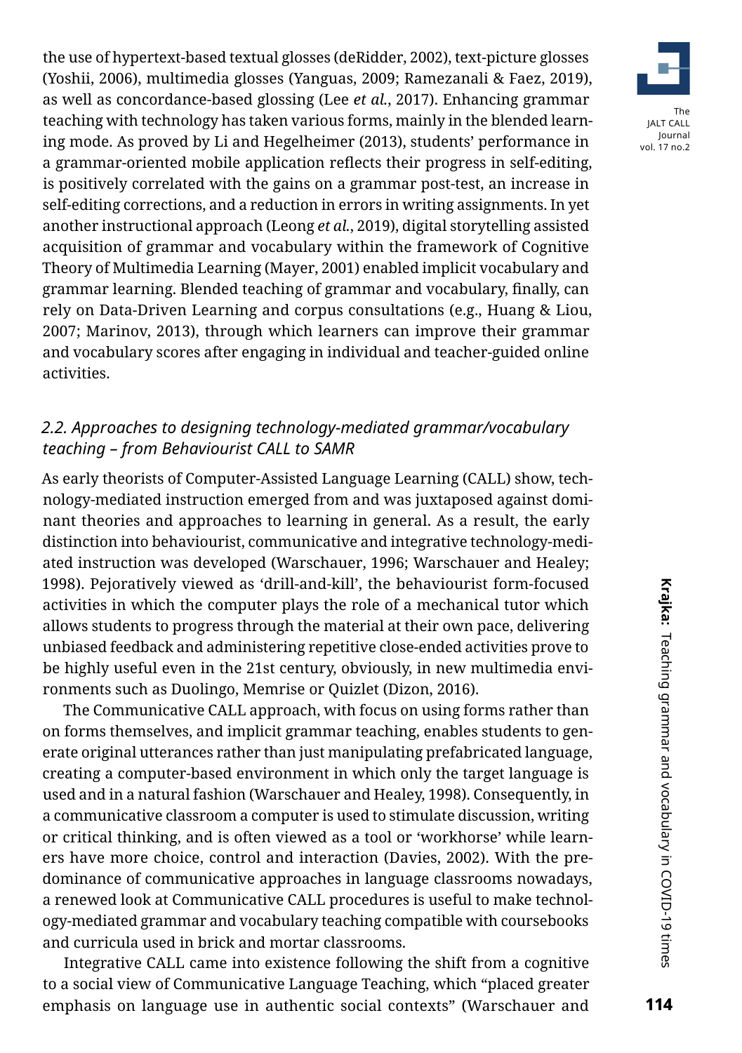the use of hypertext-based textual glosses (deRidder, 2002), text-picture glosses (Yoshii, 2006), multimedia glosses (Yanguas, 2009; Ramezanali & Faez, 2019), as well as concordance-based glossing (Lee *et al.*, 2017). Enhancing grammar teaching with technology has taken various forms, mainly in the blended learning mode. As proved by Li and Hegelheimer (2013), students' performance in a grammar-oriented mobile application reflects their progress in self-editing, is positively correlated with the gains on a grammar post-test, an increase in self-editing corrections, and a reduction in errors in writing assignments. In yet another instructional approach (Leong *et al.*, 2019), digital storytelling assisted acquisition of grammar and vocabulary within the framework of Cognitive Theory of Multimedia Learning (Mayer, 2001) enabled implicit vocabulary and grammar learning. Blended teaching of grammar and vocabulary, finally, can rely on Data-Driven Learning and corpus consultations (e.g., Huang & Liou, 2007; Marinov, 2013), through which learners can improve their grammar and vocabulary scores after engaging in individual and teacher-guided online activities.

### *2.2. Approaches to designing technology-mediated grammar/vocabulary teaching – from Behaviourist CALL to SAMR*

As early theorists of Computer-Assisted Language Learning (CALL) show, technology-mediated instruction emerged from and was juxtaposed against dominant theories and approaches to learning in general. As a result, the early distinction into behaviourist, communicative and integrative technology-mediated instruction was developed (Warschauer, 1996; Warschauer and Healey; 1998). Pejoratively viewed as 'drill-and-kill', the behaviourist form-focused activities in which the computer plays the role of a mechanical tutor which allows students to progress through the material at their own pace, delivering unbiased feedback and administering repetitive close-ended activities prove to be highly useful even in the 21st century, obviously, in new multimedia environments such as Duolingo, Memrise or Quizlet (Dizon, 2016).

The Communicative CALL approach, with focus on using forms rather than on forms themselves, and implicit grammar teaching, enables students to generate original utterances rather than just manipulating prefabricated language, creating a computer-based environment in which only the target language is used and in a natural fashion (Warschauer and Healey, 1998). Consequently, in a communicative classroom a computer is used to stimulate discussion, writing or critical thinking, and is often viewed as a tool or 'workhorse' while learners have more choice, control and interaction (Davies, 2002). With the predominance of communicative approaches in language classrooms nowadays, a renewed look at Communicative CALL procedures is useful to make technology-mediated grammar and vocabulary teaching compatible with coursebooks and curricula used in brick and mortar classrooms.

Integrative CALL came into existence following the shift from a cognitive to a social view of Communicative Language Teaching, which "placed greater emphasis on language use in authentic social contexts" (Warschauer and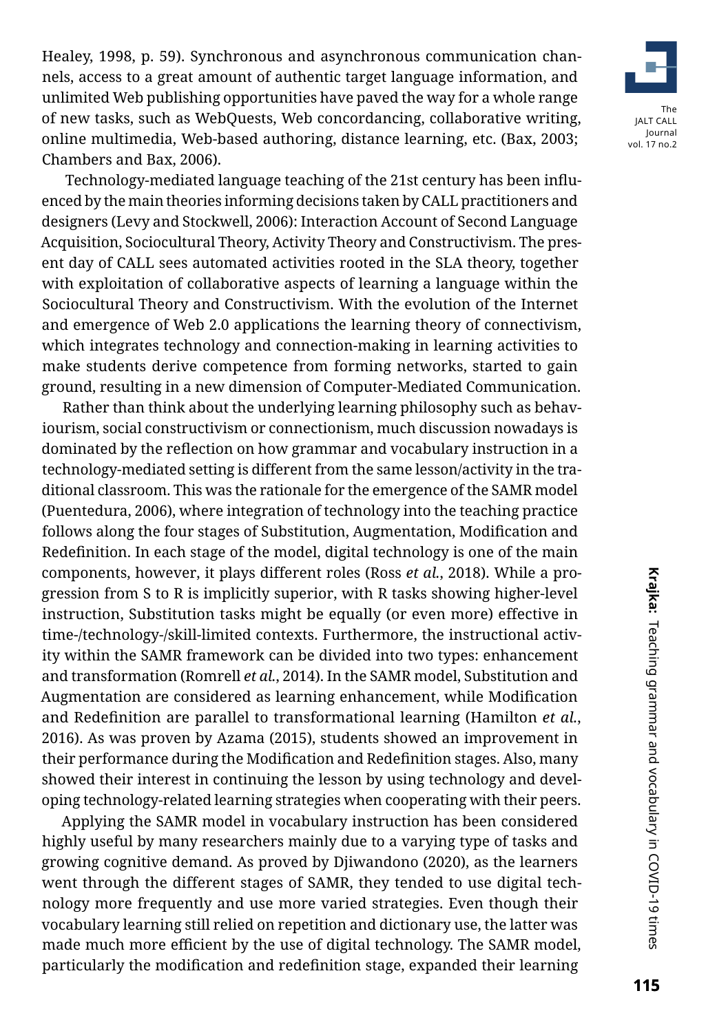Healey, 1998, p. 59). Synchronous and asynchronous communication channels, access to a great amount of authentic target language information, and unlimited Web publishing opportunities have paved the way for a whole range of new tasks, such as WebQuests, Web concordancing, collaborative writing, online multimedia, Web-based authoring, distance learning, etc. (Bax, 2003; Chambers and Bax, 2006).

Technology-mediated language teaching of the 21st century has been influenced by the main theories informing decisions taken by CALL practitioners and designers (Levy and Stockwell, 2006): Interaction Account of Second Language Acquisition, Sociocultural Theory, Activity Theory and Constructivism. The present day of CALL sees automated activities rooted in the SLA theory, together with exploitation of collaborative aspects of learning a language within the Sociocultural Theory and Constructivism. With the evolution of the Internet and emergence of Web 2.0 applications the learning theory of connectivism, which integrates technology and connection-making in learning activities to make students derive competence from forming networks, started to gain ground, resulting in a new dimension of Computer-Mediated Communication.

Rather than think about the underlying learning philosophy such as behaviourism, social constructivism or connectionism, much discussion nowadays is dominated by the reflection on how grammar and vocabulary instruction in a technology-mediated setting is different from the same lesson/activity in the traditional classroom. This was the rationale for the emergence of the SAMR model (Puentedura, 2006), where integration of technology into the teaching practice follows along the four stages of Substitution, Augmentation, Modification and Redefinition. In each stage of the model, digital technology is one of the main components, however, it plays different roles (Ross *et al.*, 2018). While a progression from S to R is implicitly superior, with R tasks showing higher-level instruction, Substitution tasks might be equally (or even more) effective in time-/technology-/skill-limited contexts. Furthermore, the instructional activity within the SAMR framework can be divided into two types: enhancement and transformation (Romrell *et al.*, 2014). In the SAMR model, Substitution and Augmentation are considered as learning enhancement, while Modification and Redefinition are parallel to transformational learning (Hamilton *et al.*, 2016). As was proven by Azama (2015), students showed an improvement in their performance during the Modification and Redefinition stages. Also, many showed their interest in continuing the lesson by using technology and developing technology-related learning strategies when cooperating with their peers.

Applying the SAMR model in vocabulary instruction has been considered highly useful by many researchers mainly due to a varying type of tasks and growing cognitive demand. As proved by Djiwandono (2020), as the learners went through the different stages of SAMR, they tended to use digital technology more frequently and use more varied strategies. Even though their vocabulary learning still relied on repetition and dictionary use, the latter was made much more efficient by the use of digital technology. The SAMR model, particularly the modification and redefinition stage, expanded their learning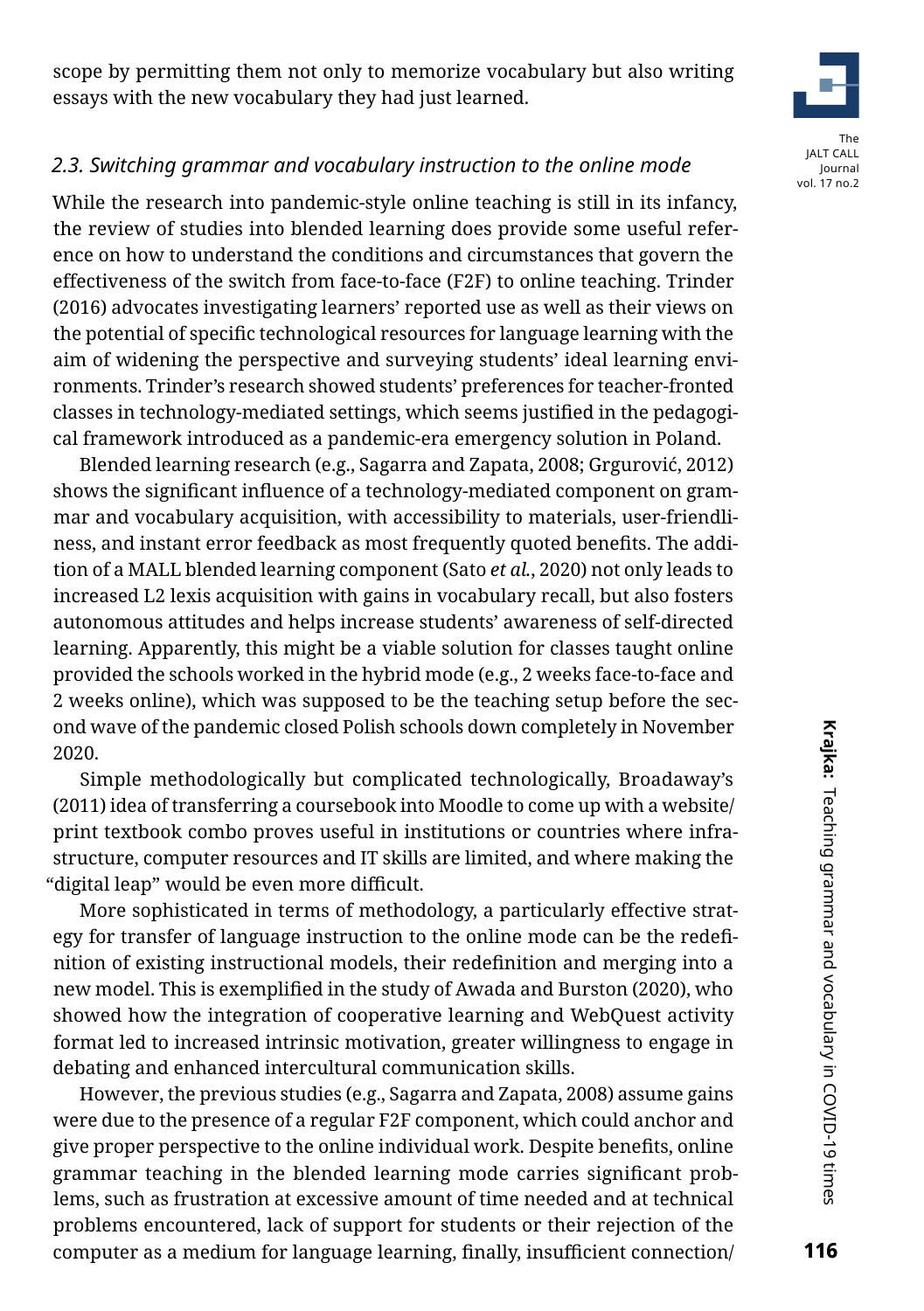scope by permitting them not only to memorize vocabulary but also writing essays with the new vocabulary they had just learned.

### *2.3. Switching grammar and vocabulary instruction to the online mode*

While the research into pandemic-style online teaching is still in its infancy, the review of studies into blended learning does provide some useful reference on how to understand the conditions and circumstances that govern the effectiveness of the switch from face-to-face (F2F) to online teaching. Trinder (2016) advocates investigating learners' reported use as well as their views on the potential of specific technological resources for language learning with the aim of widening the perspective and surveying students' ideal learning environments. Trinder's research showed students' preferences for teacher-fronted classes in technology-mediated settings, which seems justified in the pedagogical framework introduced as a pandemic-era emergency solution in Poland.

Blended learning research (e.g., Sagarra and Zapata, 2008; Grgurović, 2012) shows the significant influence of a technology-mediated component on grammar and vocabulary acquisition, with accessibility to materials, user-friendliness, and instant error feedback as most frequently quoted benefits. The addition of a MALL blended learning component (Sato *et al.*, 2020) not only leads to increased L2 lexis acquisition with gains in vocabulary recall, but also fosters autonomous attitudes and helps increase students' awareness of self-directed learning. Apparently, this might be a viable solution for classes taught online provided the schools worked in the hybrid mode (e.g., 2 weeks face-to-face and 2 weeks online), which was supposed to be the teaching setup before the second wave of the pandemic closed Polish schools down completely in November 2020.

Simple methodologically but complicated technologically, Broadaway's (2011) idea of transferring a coursebook into Moodle to come up with a website/print textbook combo proves useful in institutions or countries where infrastructure, computer resources and IT skills are limited, and where making the "digital leap" would be even more difficult.

More sophisticated in terms of methodology, a particularly effective strategy for transfer of language instruction to the online mode can be the redefinition of existing instructional models, their redefinition and merging into a new model. This is exemplified in the study of Awada and Burston (2020), who showed how the integration of cooperative learning and WebQuest activity format led to increased intrinsic motivation, greater willingness to engage in debating and enhanced intercultural communication skills.

However, the previous studies (e.g., Sagarra and Zapata, 2008) assume gains were due to the presence of a regular F2F component, which could anchor and give proper perspective to the online individual work. Despite benefits, online grammar teaching in the blended learning mode carries significant problems, such as frustration at excessive amount of time needed and at technical problems encountered, lack of support for students or their rejection of the computer as a medium for language learning, finally, insufficient connection/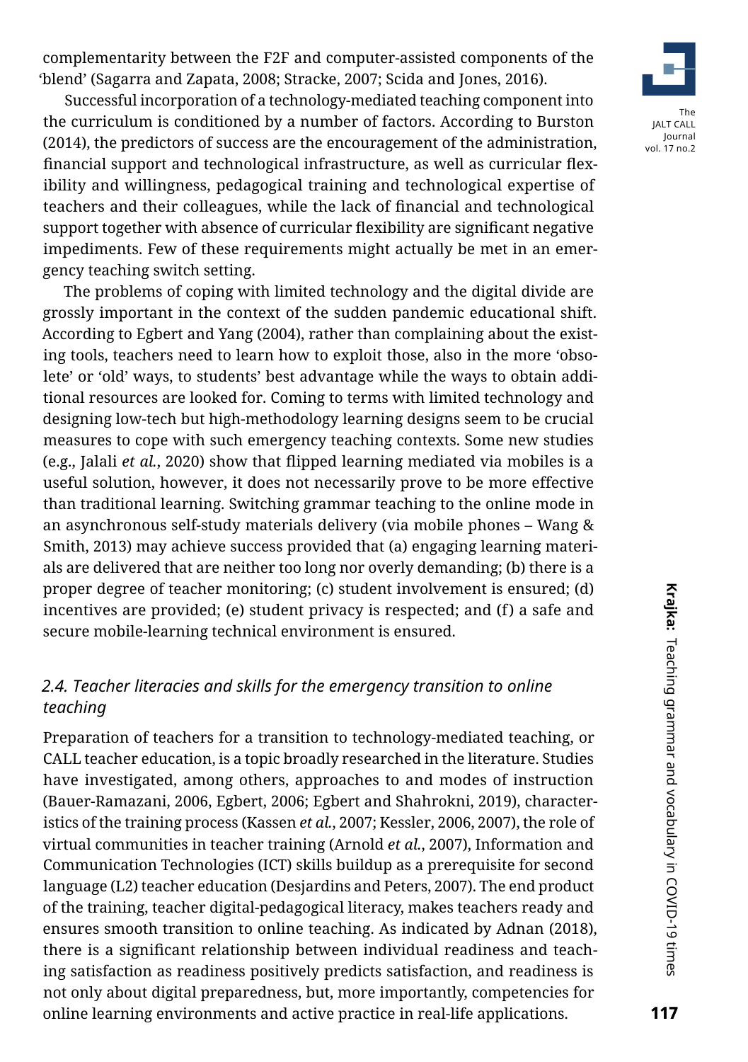complementarity between the F2F and computer-assisted components of the 'blend' (Sagarra and Zapata, 2008; Stracke, 2007; Scida and Jones, 2016).

Successful incorporation of a technology-mediated teaching component into the curriculum is conditioned by a number of factors. According to Burston (2014), the predictors of success are the encouragement of the administration, financial support and technological infrastructure, as well as curricular flexibility and willingness, pedagogical training and technological expertise of teachers and their colleagues, while the lack of financial and technological support together with absence of curricular flexibility are significant negative impediments. Few of these requirements might actually be met in an emergency teaching switch setting.

The problems of coping with limited technology and the digital divide are grossly important in the context of the sudden pandemic educational shift. According to Egbert and Yang (2004), rather than complaining about the existing tools, teachers need to learn how to exploit those, also in the more 'obsolete' or 'old' ways, to students' best advantage while the ways to obtain additional resources are looked for. Coming to terms with limited technology and designing low-tech but high-methodology learning designs seem to be crucial measures to cope with such emergency teaching contexts. Some new studies (e.g., Jalali *et al.*, 2020) show that flipped learning mediated via mobiles is a useful solution, however, it does not necessarily prove to be more effective than traditional learning. Switching grammar teaching to the online mode in an asynchronous self-study materials delivery (via mobile phones – Wang & Smith, 2013) may achieve success provided that (a) engaging learning materials are delivered that are neither too long nor overly demanding; (b) there is a proper degree of teacher monitoring; (c) student involvement is ensured; (d) incentives are provided; (e) student privacy is respected; and (f) a safe and secure mobile-learning technical environment is ensured.

### *2.4. Teacher literacies and skills for the emergency transition to online teaching*

Preparation of teachers for a transition to technology-mediated teaching, or CALL teacher education, is a topic broadly researched in the literature. Studies have investigated, among others, approaches to and modes of instruction (Bauer-Ramazani, 2006, Egbert, 2006; Egbert and Shahrokni, 2019), characteristics of the training process (Kassen *et al.*, 2007; Kessler, 2006, 2007), the role of virtual communities in teacher training (Arnold *et al.*, 2007), Information and Communication Technologies (ICT) skills buildup as a prerequisite for second language (L2) teacher education (Desjardins and Peters, 2007). The end product of the training, teacher digital-pedagogical literacy, makes teachers ready and ensures smooth transition to online teaching. As indicated by Adnan (2018), there is a significant relationship between individual readiness and teaching satisfaction as readiness positively predicts satisfaction, and readiness is not only about digital preparedness, but, more importantly, competencies for online learning environments and active practice in real-life applications.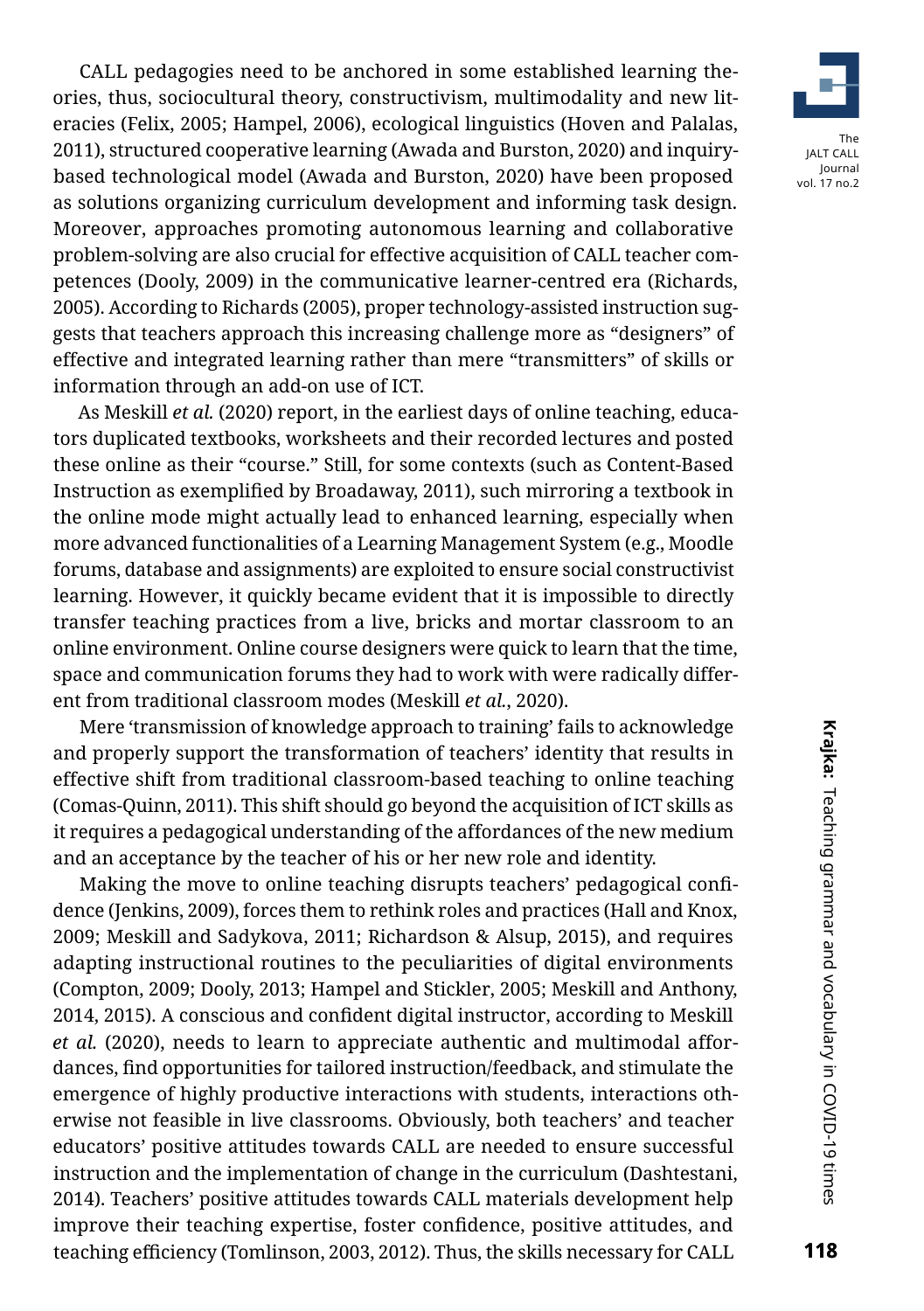CALL pedagogies need to be anchored in some established learning theories, thus, sociocultural theory, constructivism, multimodality and new literacies (Felix, 2005; Hampel, 2006), ecological linguistics (Hoven and Palalas, 2011), structured cooperative learning (Awada and Burston, 2020) and inquiry-based technological model (Awada and Burston, 2020) have been proposed as solutions organizing curriculum development and informing task design. Moreover, approaches promoting autonomous learning and collaborative problem-solving are also crucial for effective acquisition of CALL teacher competences (Dooly, 2009) in the communicative learner-centred era (Richards, 2005). According to Richards (2005), proper technology-assisted instruction suggests that teachers approach this increasing challenge more as "designers" of effective and integrated learning rather than mere "transmitters" of skills or information through an add-on use of ICT.

As Meskill *et al.* (2020) report, in the earliest days of online teaching, educators duplicated textbooks, worksheets and their recorded lectures and posted these online as their "course." Still, for some contexts (such as Content-Based Instruction as exemplified by Broadaway, 2011), such mirroring a textbook in the online mode might actually lead to enhanced learning, especially when more advanced functionalities of a Learning Management System (e.g., Moodle forums, database and assignments) are exploited to ensure social constructivist learning. However, it quickly became evident that it is impossible to directly transfer teaching practices from a live, bricks and mortar classroom to an online environment. Online course designers were quick to learn that the time, space and communication forums they had to work with were radically different from traditional classroom modes (Meskill *et al.*, 2020).

Mere 'transmission of knowledge approach to training' fails to acknowledge and properly support the transformation of teachers' identity that results in effective shift from traditional classroom-based teaching to online teaching (Comas-Quinn, 2011). This shift should go beyond the acquisition of ICT skills as it requires a pedagogical understanding of the affordances of the new medium and an acceptance by the teacher of his or her new role and identity.

Making the move to online teaching disrupts teachers' pedagogical confidence (Jenkins, 2009), forces them to rethink roles and practices (Hall and Knox, 2009; Meskill and Sadykova, 2011; Richardson & Alsup, 2015), and requires adapting instructional routines to the peculiarities of digital environments (Compton, 2009; Dooly, 2013; Hampel and Stickler, 2005; Meskill and Anthony, 2014, 2015). A conscious and confident digital instructor, according to Meskill *et al.* (2020), needs to learn to appreciate authentic and multimodal affordances, find opportunities for tailored instruction/feedback, and stimulate the emergence of highly productive interactions with students, interactions otherwise not feasible in live classrooms. Obviously, both teachers' and teacher educators' positive attitudes towards CALL are needed to ensure successful instruction and the implementation of change in the curriculum (Dashtestani, 2014). Teachers' positive attitudes towards CALL materials development help improve their teaching expertise, foster confidence, positive attitudes, and teaching efficiency (Tomlinson, 2003, 2012). Thus, the skills necessary for CALL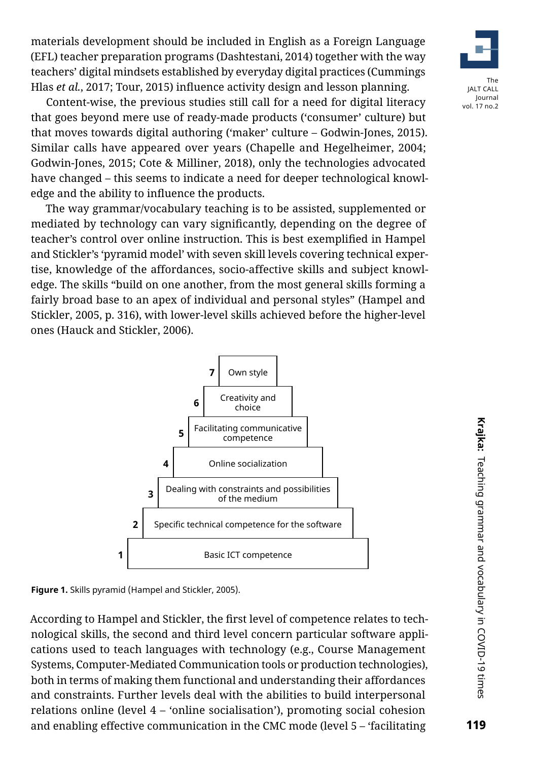materials development should be included in English as a Foreign Language (EFL) teacher preparation programs (Dashtestani, 2014) together with the way teachers' digital mindsets established by everyday digital practices (Cummings Hlas *et al.*, 2017; Tour, 2015) influence activity design and lesson planning.

Content-wise, the previous studies still call for a need for digital literacy that goes beyond mere use of ready-made products ('consumer' culture) but that moves towards digital authoring ('maker' culture – Godwin-Jones, 2015). Similar calls have appeared over years (Chapelle and Hegelheimer, 2004; Godwin-Jones, 2015; Cote & Milliner, 2018), only the technologies advocated have changed – this seems to indicate a need for deeper technological knowledge and the ability to influence the products.

The way grammar/vocabulary teaching is to be assisted, supplemented or mediated by technology can vary significantly, depending on the degree of teacher's control over online instruction. This is best exemplified in Hampel and Stickler's 'pyramid model' with seven skill levels covering technical expertise, knowledge of the affordances, socio-affective skills and subject knowledge. The skills "build on one another, from the most general skills forming a fairly broad base to an apex of individual and personal styles" (Hampel and Stickler, 2005, p. 316), with lower-level skills achieved before the higher-level ones (Hauck and Stickler, 2006).

| Level | Skill |
|---|---|
| 7 | Own style |
| 6 | Creativity and choice |
| 5 | Facilitating communicative competence |
| 4 | Online socialization |
| 3 | Dealing with constraints and possibilities of the medium |
| 2 | Specific technical competence for the software |
| 1 | Basic ICT competence |

**Figure 1.** Skills pyramid (Hampel and Stickler, 2005).

According to Hampel and Stickler, the first level of competence relates to technological skills, the second and third level concern particular software applications used to teach languages with technology (e.g., Course Management Systems, Computer-Mediated Communication tools or production technologies), both in terms of making them functional and understanding their affordances and constraints. Further levels deal with the abilities to build interpersonal relations online (level 4 – 'online socialisation'), promoting social cohesion and enabling effective communication in the CMC mode (level 5 – 'facilitating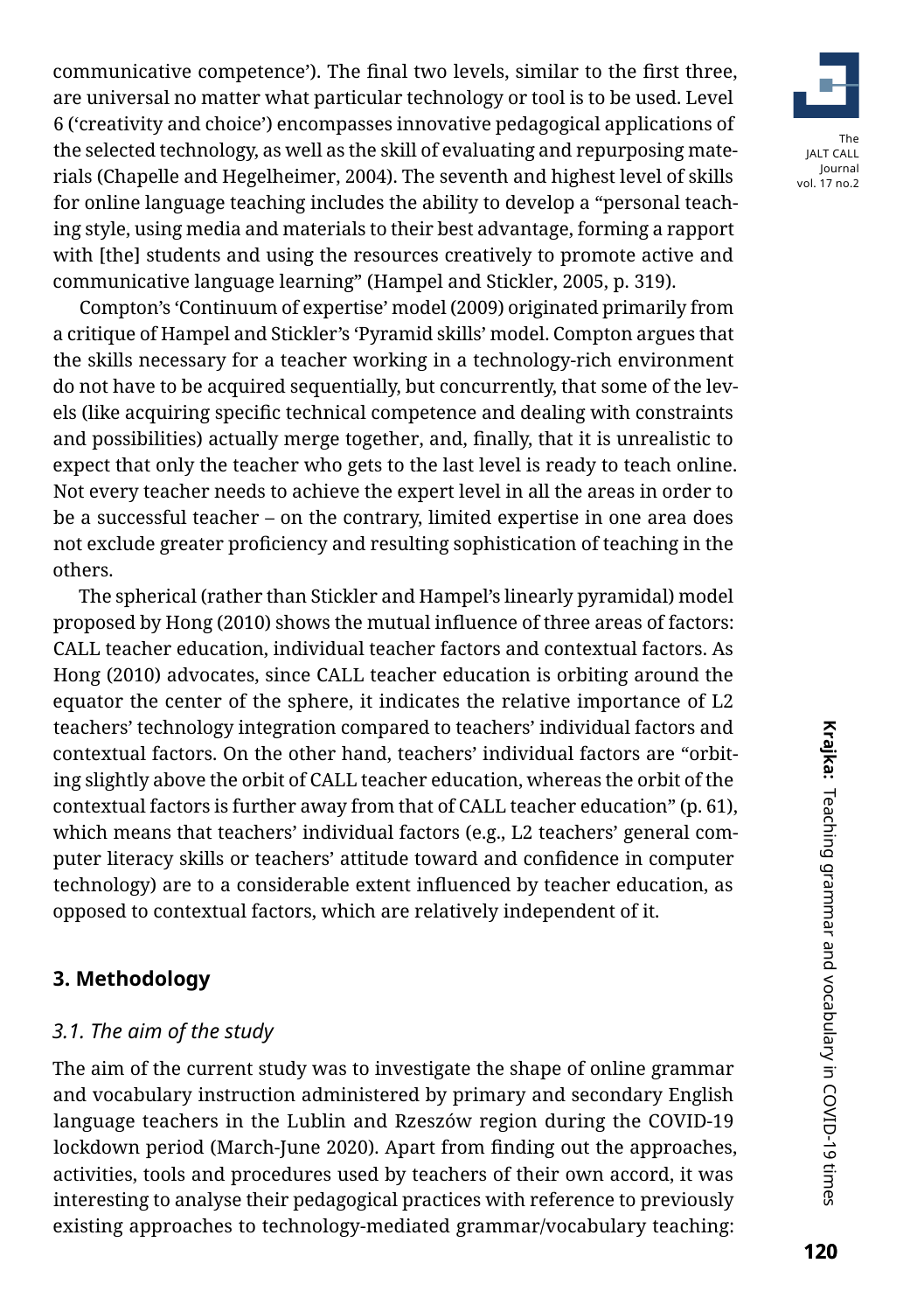communicative competence'). The final two levels, similar to the first three, are universal no matter what particular technology or tool is to be used. Level 6 ('creativity and choice') encompasses innovative pedagogical applications of the selected technology, as well as the skill of evaluating and repurposing materials (Chapelle and Hegelheimer, 2004). The seventh and highest level of skills for online language teaching includes the ability to develop a "personal teaching style, using media and materials to their best advantage, forming a rapport with [the] students and using the resources creatively to promote active and communicative language learning" (Hampel and Stickler, 2005, p. 319).

Compton's 'Continuum of expertise' model (2009) originated primarily from a critique of Hampel and Stickler's 'Pyramid skills' model. Compton argues that the skills necessary for a teacher working in a technology-rich environment do not have to be acquired sequentially, but concurrently, that some of the levels (like acquiring specific technical competence and dealing with constraints and possibilities) actually merge together, and, finally, that it is unrealistic to expect that only the teacher who gets to the last level is ready to teach online. Not every teacher needs to achieve the expert level in all the areas in order to be a successful teacher – on the contrary, limited expertise in one area does not exclude greater proficiency and resulting sophistication of teaching in the others.

The spherical (rather than Stickler and Hampel's linearly pyramidal) model proposed by Hong (2010) shows the mutual influence of three areas of factors: CALL teacher education, individual teacher factors and contextual factors. As Hong (2010) advocates, since CALL teacher education is orbiting around the equator the center of the sphere, it indicates the relative importance of L2 teachers' technology integration compared to teachers' individual factors and contextual factors. On the other hand, teachers' individual factors are "orbiting slightly above the orbit of CALL teacher education, whereas the orbit of the contextual factors is further away from that of CALL teacher education" (p. 61), which means that teachers' individual factors (e.g., L2 teachers' general computer literacy skills or teachers' attitude toward and confidence in computer technology) are to a considerable extent influenced by teacher education, as opposed to contextual factors, which are relatively independent of it.

## 3. Methodology

### *3.1. The aim of the study*

The aim of the current study was to investigate the shape of online grammar and vocabulary instruction administered by primary and secondary English language teachers in the Lublin and Rzeszów region during the COVID-19 lockdown period (March-June 2020). Apart from finding out the approaches, activities, tools and procedures used by teachers of their own accord, it was interesting to analyse their pedagogical practices with reference to previously existing approaches to technology-mediated grammar/vocabulary teaching: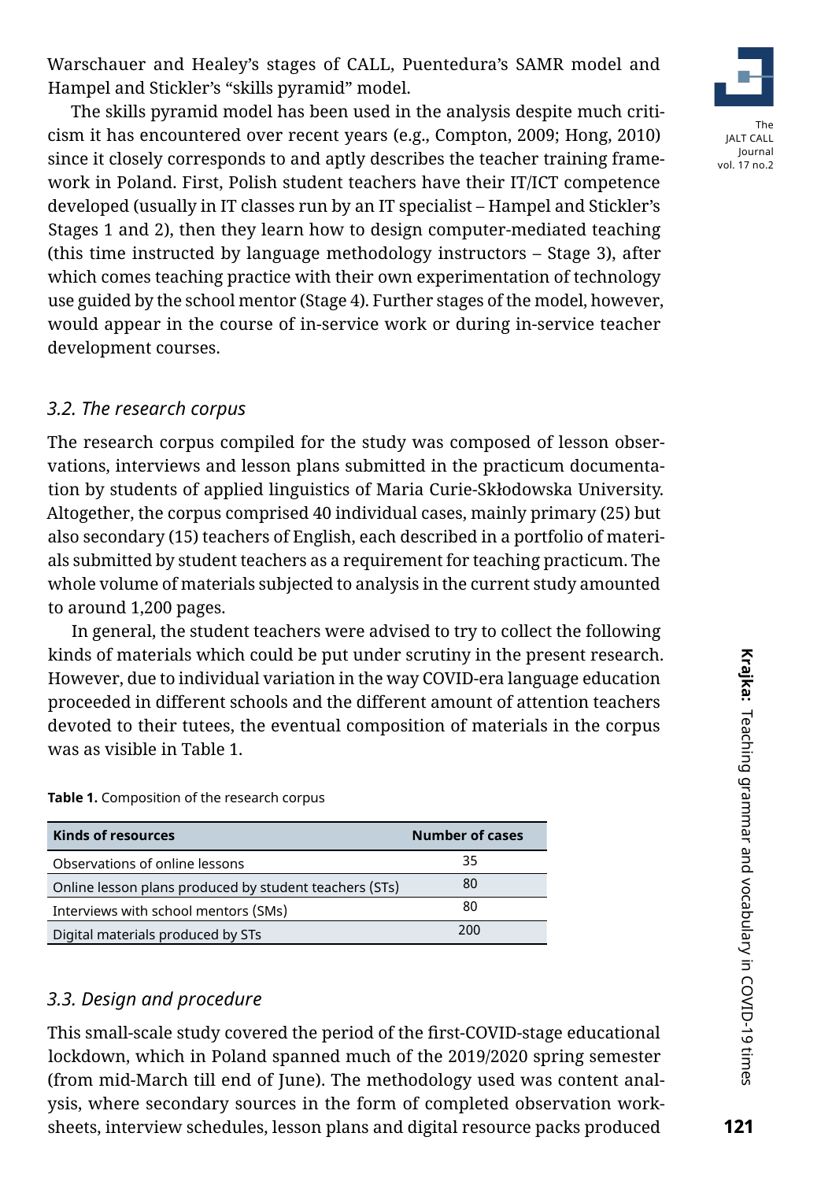Warschauer and Healey's stages of CALL, Puentedura's SAMR model and Hampel and Stickler's "skills pyramid" model.

The skills pyramid model has been used in the analysis despite much criticism it has encountered over recent years (e.g., Compton, 2009; Hong, 2010) since it closely corresponds to and aptly describes the teacher training framework in Poland. First, Polish student teachers have their IT/ICT competence developed (usually in IT classes run by an IT specialist – Hampel and Stickler's Stages 1 and 2), then they learn how to design computer-mediated teaching (this time instructed by language methodology instructors – Stage 3), after which comes teaching practice with their own experimentation of technology use guided by the school mentor (Stage 4). Further stages of the model, however, would appear in the course of in-service work or during in-service teacher development courses.

### *3.2. The research corpus*

The research corpus compiled for the study was composed of lesson observations, interviews and lesson plans submitted in the practicum documentation by students of applied linguistics of Maria Curie-Skłodowska University. Altogether, the corpus comprised 40 individual cases, mainly primary (25) but also secondary (15) teachers of English, each described in a portfolio of materials submitted by student teachers as a requirement for teaching practicum. The whole volume of materials subjected to analysis in the current study amounted to around 1,200 pages.

In general, the student teachers were advised to try to collect the following kinds of materials which could be put under scrutiny in the present research. However, due to individual variation in the way COVID-era language education proceeded in different schools and the different amount of attention teachers devoted to their tutees, the eventual composition of materials in the corpus was as visible in Table 1.

**Table 1.** Composition of the research corpus

| Kinds of resources | Number of cases |
|---|---|
| Observations of online lessons | 35 |
| Online lesson plans produced by student teachers (STs) | 80 |
| Interviews with school mentors (SMs) | 80 |
| Digital materials produced by STs | 200 |

### *3.3. Design and procedure*

This small-scale study covered the period of the first-COVID-stage educational lockdown, which in Poland spanned much of the 2019/2020 spring semester (from mid-March till end of June). The methodology used was content analysis, where secondary sources in the form of completed observation worksheets, interview schedules, lesson plans and digital resource packs produced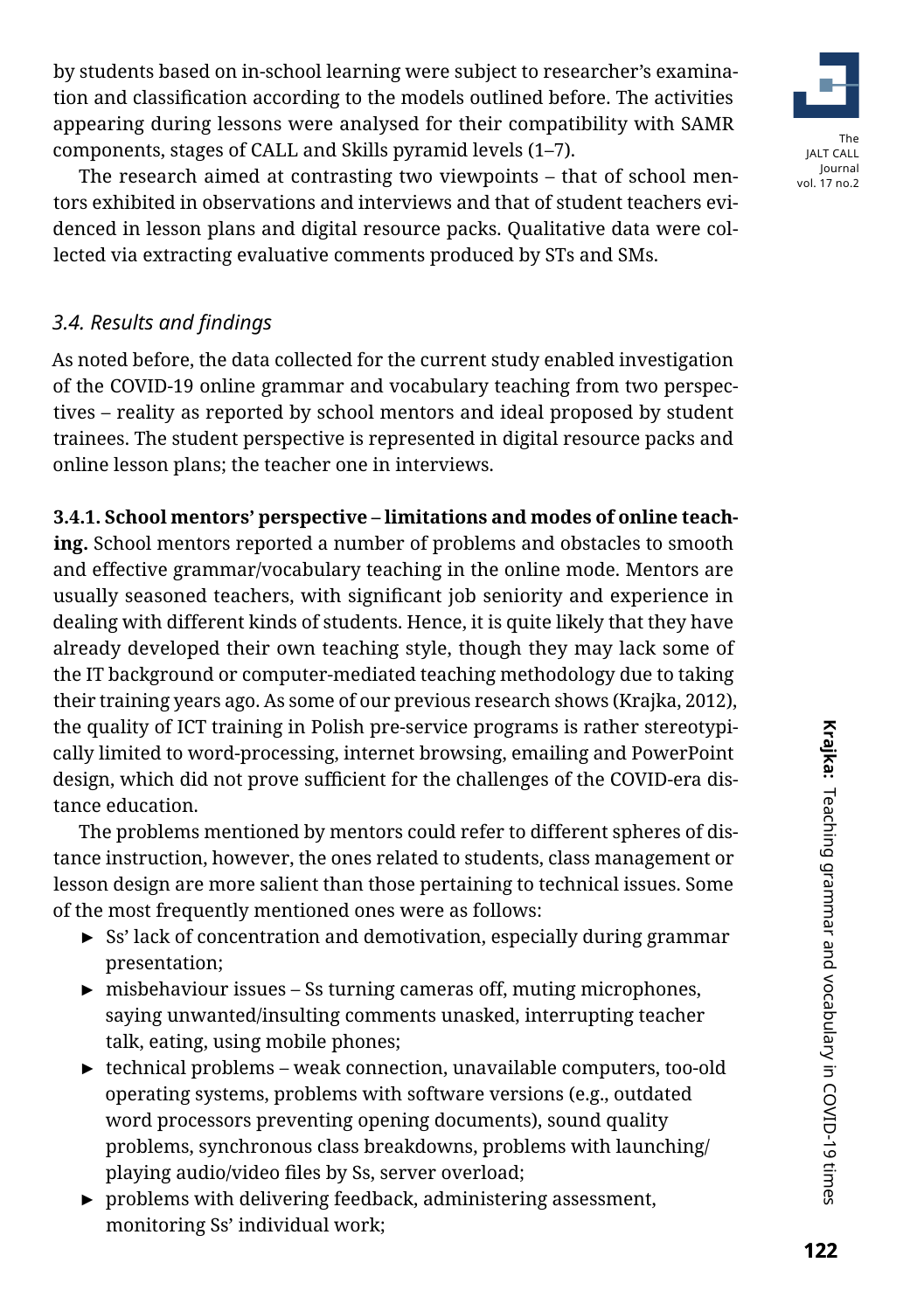by students based on in-school learning were subject to researcher's examination and classification according to the models outlined before. The activities appearing during lessons were analysed for their compatibility with SAMR components, stages of CALL and Skills pyramid levels (1–7).

The research aimed at contrasting two viewpoints – that of school mentors exhibited in observations and interviews and that of student teachers evidenced in lesson plans and digital resource packs. Qualitative data were collected via extracting evaluative comments produced by STs and SMs.

### *3.4. Results and findings*

As noted before, the data collected for the current study enabled investigation of the COVID-19 online grammar and vocabulary teaching from two perspectives – reality as reported by school mentors and ideal proposed by student trainees. The student perspective is represented in digital resource packs and online lesson plans; the teacher one in interviews.

**3.4.1. School mentors' perspective – limitations and modes of online teaching.** School mentors reported a number of problems and obstacles to smooth and effective grammar/vocabulary teaching in the online mode. Mentors are usually seasoned teachers, with significant job seniority and experience in dealing with different kinds of students. Hence, it is quite likely that they have already developed their own teaching style, though they may lack some of the IT background or computer-mediated teaching methodology due to taking their training years ago. As some of our previous research shows (Krajka, 2012), the quality of ICT training in Polish pre-service programs is rather stereotypically limited to word-processing, internet browsing, emailing and PowerPoint design, which did not prove sufficient for the challenges of the COVID-era distance education.

The problems mentioned by mentors could refer to different spheres of distance instruction, however, the ones related to students, class management or lesson design are more salient than those pertaining to technical issues. Some of the most frequently mentioned ones were as follows:

- Ss' lack of concentration and demotivation, especially during grammar presentation;
- misbehaviour issues – Ss turning cameras off, muting microphones, saying unwanted/insulting comments unasked, interrupting teacher talk, eating, using mobile phones;
- technical problems – weak connection, unavailable computers, too-old operating systems, problems with software versions (e.g., outdated word processors preventing opening documents), sound quality problems, synchronous class breakdowns, problems with launching/playing audio/video files by Ss, server overload;
- problems with delivering feedback, administering assessment, monitoring Ss' individual work;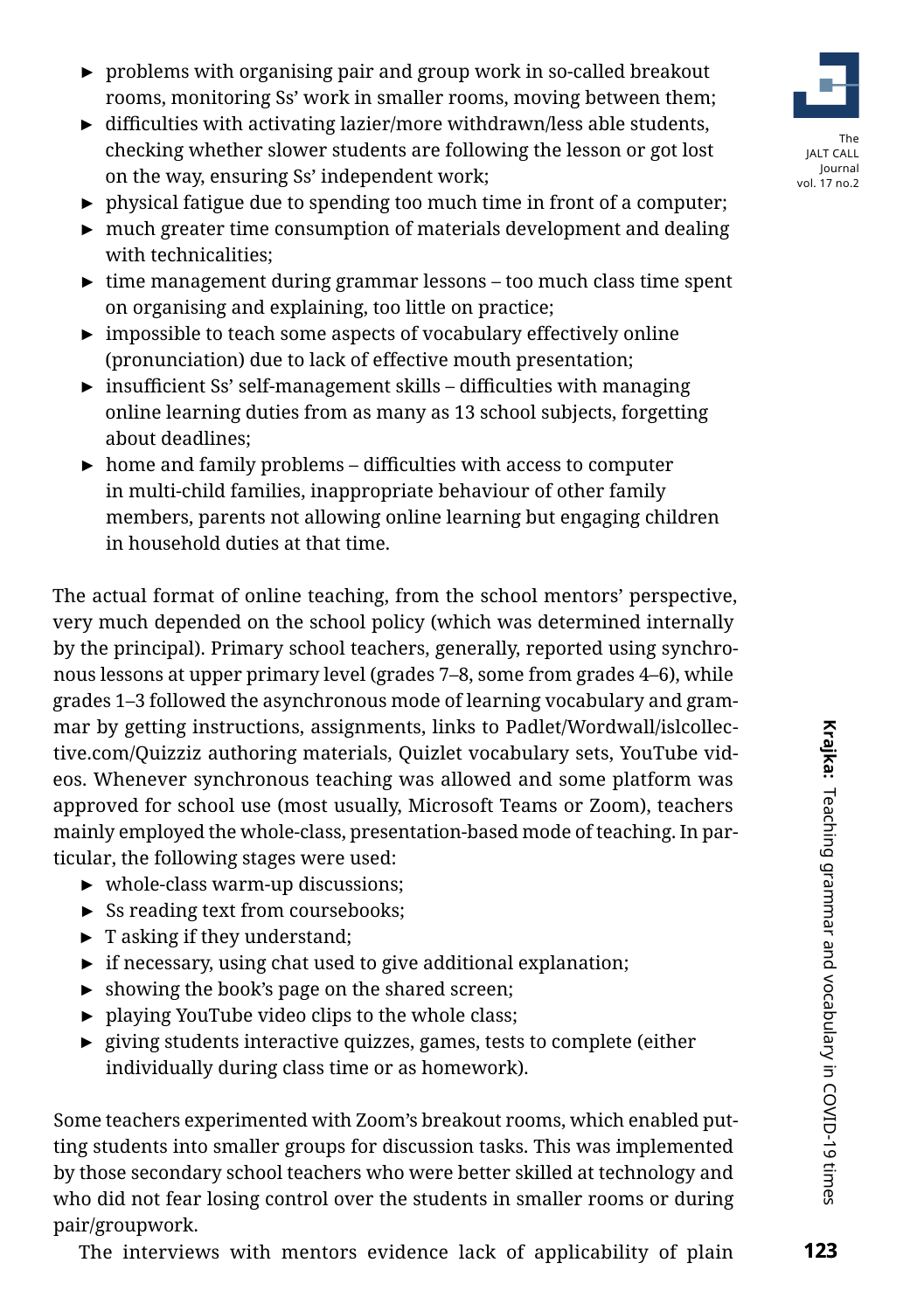- problems with organising pair and group work in so-called breakout rooms, monitoring Ss' work in smaller rooms, moving between them;
- difficulties with activating lazier/more withdrawn/less able students, checking whether slower students are following the lesson or got lost on the way, ensuring Ss' independent work;
- physical fatigue due to spending too much time in front of a computer;
- much greater time consumption of materials development and dealing with technicalities;
- time management during grammar lessons – too much class time spent on organising and explaining, too little on practice;
- impossible to teach some aspects of vocabulary effectively online (pronunciation) due to lack of effective mouth presentation;
- insufficient Ss' self-management skills – difficulties with managing online learning duties from as many as 13 school subjects, forgetting about deadlines;
- home and family problems – difficulties with access to computer in multi-child families, inappropriate behaviour of other family members, parents not allowing online learning but engaging children in household duties at that time.

The actual format of online teaching, from the school mentors' perspective, very much depended on the school policy (which was determined internally by the principal). Primary school teachers, generally, reported using synchronous lessons at upper primary level (grades 7–8, some from grades 4–6), while grades 1–3 followed the asynchronous mode of learning vocabulary and grammar by getting instructions, assignments, links to Padlet/Wordwall/islcollective.com/Quizziz authoring materials, Quizlet vocabulary sets, YouTube videos. Whenever synchronous teaching was allowed and some platform was approved for school use (most usually, Microsoft Teams or Zoom), teachers mainly employed the whole-class, presentation-based mode of teaching. In particular, the following stages were used:

- whole-class warm-up discussions;
- Ss reading text from coursebooks;
- T asking if they understand;
- if necessary, using chat used to give additional explanation;
- showing the book's page on the shared screen;
- playing YouTube video clips to the whole class;
- giving students interactive quizzes, games, tests to complete (either individually during class time or as homework).

Some teachers experimented with Zoom's breakout rooms, which enabled putting students into smaller groups for discussion tasks. This was implemented by those secondary school teachers who were better skilled at technology and who did not fear losing control over the students in smaller rooms or during pair/groupwork.

The interviews with mentors evidence lack of applicability of plain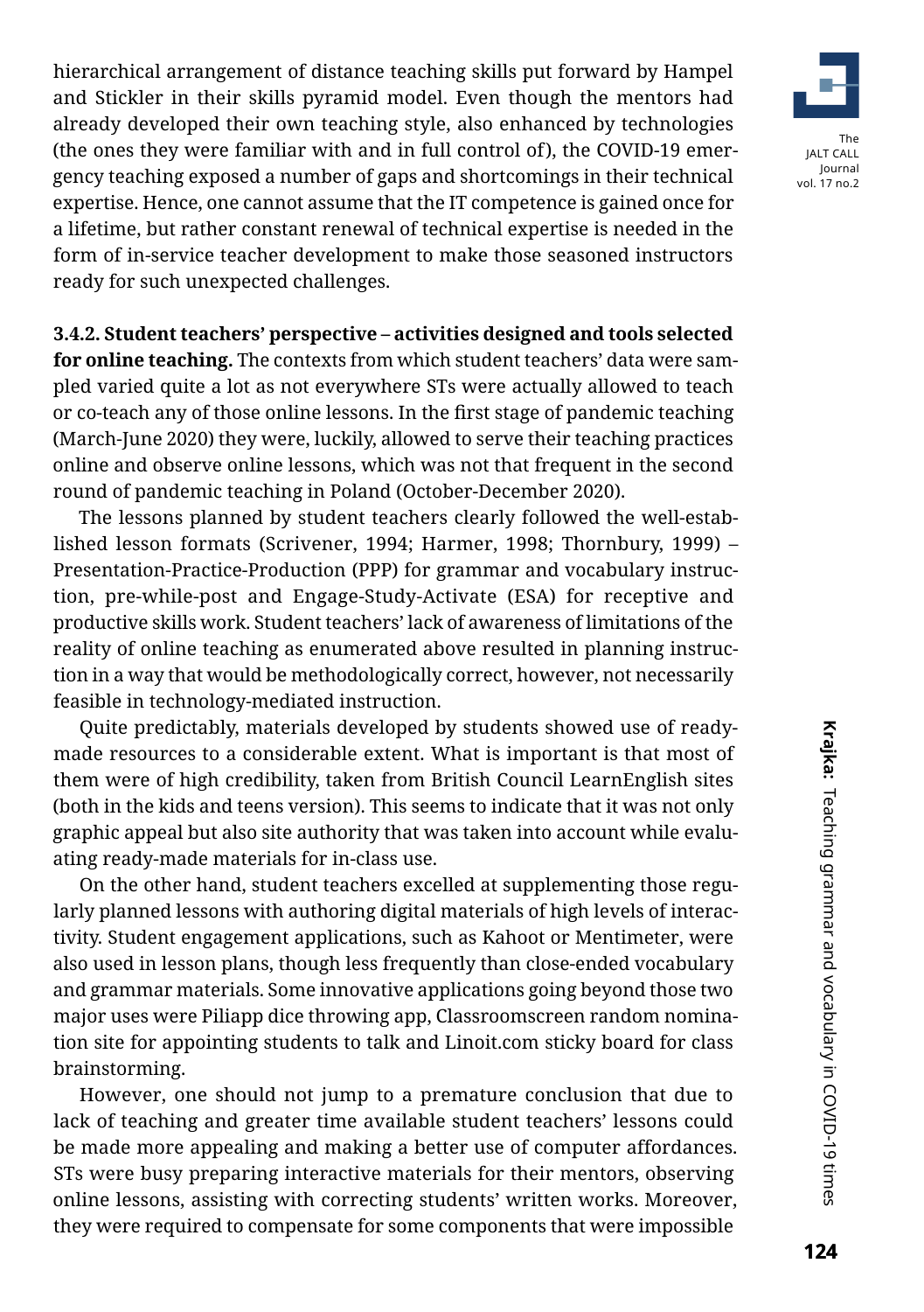hierarchical arrangement of distance teaching skills put forward by Hampel and Stickler in their skills pyramid model. Even though the mentors had already developed their own teaching style, also enhanced by technologies (the ones they were familiar with and in full control of), the COVID-19 emergency teaching exposed a number of gaps and shortcomings in their technical expertise. Hence, one cannot assume that the IT competence is gained once for a lifetime, but rather constant renewal of technical expertise is needed in the form of in-service teacher development to make those seasoned instructors ready for such unexpected challenges.

**3.4.2. Student teachers' perspective – activities designed and tools selected for online teaching.** The contexts from which student teachers' data were sampled varied quite a lot as not everywhere STs were actually allowed to teach or co-teach any of those online lessons. In the first stage of pandemic teaching (March-June 2020) they were, luckily, allowed to serve their teaching practices online and observe online lessons, which was not that frequent in the second round of pandemic teaching in Poland (October-December 2020).

The lessons planned by student teachers clearly followed the well-established lesson formats (Scrivener, 1994; Harmer, 1998; Thornbury, 1999) – Presentation-Practice-Production (PPP) for grammar and vocabulary instruction, pre-while-post and Engage-Study-Activate (ESA) for receptive and productive skills work. Student teachers' lack of awareness of limitations of the reality of online teaching as enumerated above resulted in planning instruction in a way that would be methodologically correct, however, not necessarily feasible in technology-mediated instruction.

Quite predictably, materials developed by students showed use of ready-made resources to a considerable extent. What is important is that most of them were of high credibility, taken from British Council LearnEnglish sites (both in the kids and teens version). This seems to indicate that it was not only graphic appeal but also site authority that was taken into account while evaluating ready-made materials for in-class use.

On the other hand, student teachers excelled at supplementing those regularly planned lessons with authoring digital materials of high levels of interactivity. Student engagement applications, such as Kahoot or Mentimeter, were also used in lesson plans, though less frequently than close-ended vocabulary and grammar materials. Some innovative applications going beyond those two major uses were Piliapp dice throwing app, Classroomscreen random nomination site for appointing students to talk and Linoit.com sticky board for class brainstorming.

However, one should not jump to a premature conclusion that due to lack of teaching and greater time available student teachers' lessons could be made more appealing and making a better use of computer affordances. STs were busy preparing interactive materials for their mentors, observing online lessons, assisting with correcting students' written works. Moreover, they were required to compensate for some components that were impossible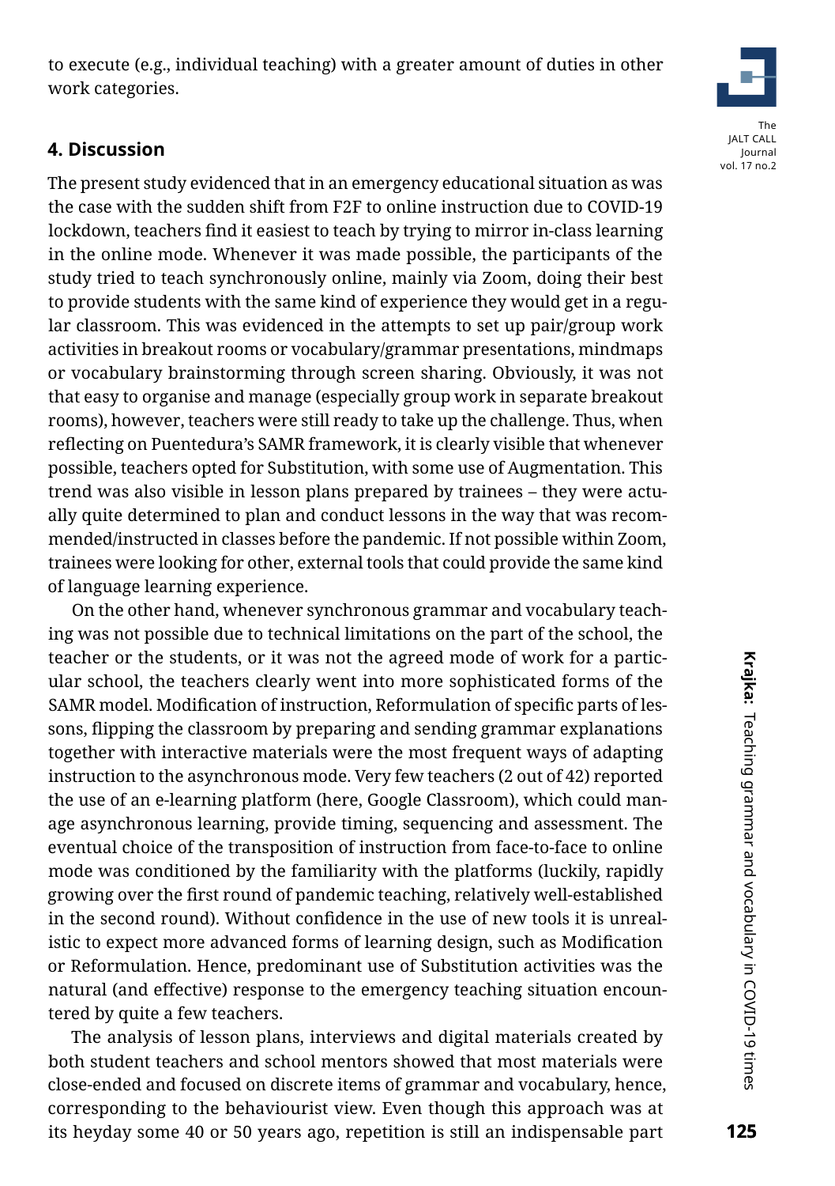to execute (e.g., individual teaching) with a greater amount of duties in other work categories.

## 4. Discussion

The present study evidenced that in an emergency educational situation as was the case with the sudden shift from F2F to online instruction due to COVID-19 lockdown, teachers find it easiest to teach by trying to mirror in-class learning in the online mode. Whenever it was made possible, the participants of the study tried to teach synchronously online, mainly via Zoom, doing their best to provide students with the same kind of experience they would get in a regular classroom. This was evidenced in the attempts to set up pair/group work activities in breakout rooms or vocabulary/grammar presentations, mindmaps or vocabulary brainstorming through screen sharing. Obviously, it was not that easy to organise and manage (especially group work in separate breakout rooms), however, teachers were still ready to take up the challenge. Thus, when reflecting on Puentedura's SAMR framework, it is clearly visible that whenever possible, teachers opted for Substitution, with some use of Augmentation. This trend was also visible in lesson plans prepared by trainees – they were actually quite determined to plan and conduct lessons in the way that was recommended/instructed in classes before the pandemic. If not possible within Zoom, trainees were looking for other, external tools that could provide the same kind of language learning experience.

On the other hand, whenever synchronous grammar and vocabulary teaching was not possible due to technical limitations on the part of the school, the teacher or the students, or it was not the agreed mode of work for a particular school, the teachers clearly went into more sophisticated forms of the SAMR model. Modification of instruction, Reformulation of specific parts of lessons, flipping the classroom by preparing and sending grammar explanations together with interactive materials were the most frequent ways of adapting instruction to the asynchronous mode. Very few teachers (2 out of 42) reported the use of an e-learning platform (here, Google Classroom), which could manage asynchronous learning, provide timing, sequencing and assessment. The eventual choice of the transposition of instruction from face-to-face to online mode was conditioned by the familiarity with the platforms (luckily, rapidly growing over the first round of pandemic teaching, relatively well-established in the second round). Without confidence in the use of new tools it is unrealistic to expect more advanced forms of learning design, such as Modification or Reformulation. Hence, predominant use of Substitution activities was the natural (and effective) response to the emergency teaching situation encountered by quite a few teachers.

The analysis of lesson plans, interviews and digital materials created by both student teachers and school mentors showed that most materials were close-ended and focused on discrete items of grammar and vocabulary, hence, corresponding to the behaviourist view. Even though this approach was at its heyday some 40 or 50 years ago, repetition is still an indispensable part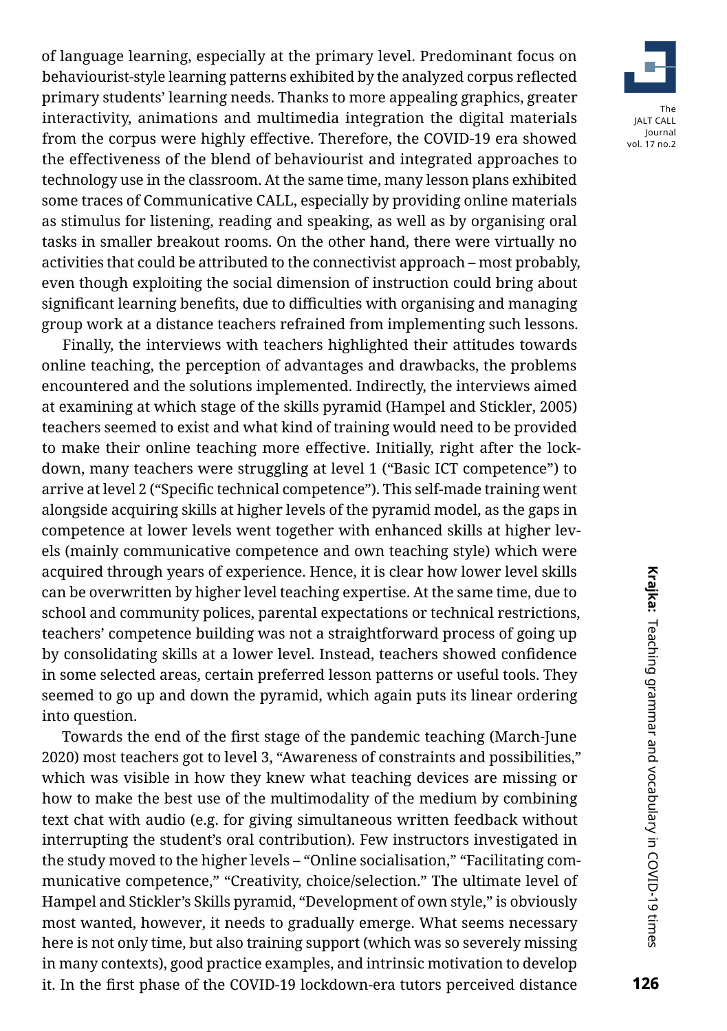of language learning, especially at the primary level. Predominant focus on behaviourist-style learning patterns exhibited by the analyzed corpus reflected primary students' learning needs. Thanks to more appealing graphics, greater interactivity, animations and multimedia integration the digital materials from the corpus were highly effective. Therefore, the COVID-19 era showed the effectiveness of the blend of behaviourist and integrated approaches to technology use in the classroom. At the same time, many lesson plans exhibited some traces of Communicative CALL, especially by providing online materials as stimulus for listening, reading and speaking, as well as by organising oral tasks in smaller breakout rooms. On the other hand, there were virtually no activities that could be attributed to the connectivist approach – most probably, even though exploiting the social dimension of instruction could bring about significant learning benefits, due to difficulties with organising and managing group work at a distance teachers refrained from implementing such lessons.

Finally, the interviews with teachers highlighted their attitudes towards online teaching, the perception of advantages and drawbacks, the problems encountered and the solutions implemented. Indirectly, the interviews aimed at examining at which stage of the skills pyramid (Hampel and Stickler, 2005) teachers seemed to exist and what kind of training would need to be provided to make their online teaching more effective. Initially, right after the lockdown, many teachers were struggling at level 1 ("Basic ICT competence") to arrive at level 2 ("Specific technical competence"). This self-made training went alongside acquiring skills at higher levels of the pyramid model, as the gaps in competence at lower levels went together with enhanced skills at higher levels (mainly communicative competence and own teaching style) which were acquired through years of experience. Hence, it is clear how lower level skills can be overwritten by higher level teaching expertise. At the same time, due to school and community polices, parental expectations or technical restrictions, teachers' competence building was not a straightforward process of going up by consolidating skills at a lower level. Instead, teachers showed confidence in some selected areas, certain preferred lesson patterns or useful tools. They seemed to go up and down the pyramid, which again puts its linear ordering into question.

Towards the end of the first stage of the pandemic teaching (March-June 2020) most teachers got to level 3, "Awareness of constraints and possibilities," which was visible in how they knew what teaching devices are missing or how to make the best use of the multimodality of the medium by combining text chat with audio (e.g. for giving simultaneous written feedback without interrupting the student's oral contribution). Few instructors investigated in the study moved to the higher levels – "Online socialisation," "Facilitating communicative competence," "Creativity, choice/selection." The ultimate level of Hampel and Stickler's Skills pyramid, "Development of own style," is obviously most wanted, however, it needs to gradually emerge. What seems necessary here is not only time, but also training support (which was so severely missing in many contexts), good practice examples, and intrinsic motivation to develop it. In the first phase of the COVID-19 lockdown-era tutors perceived distance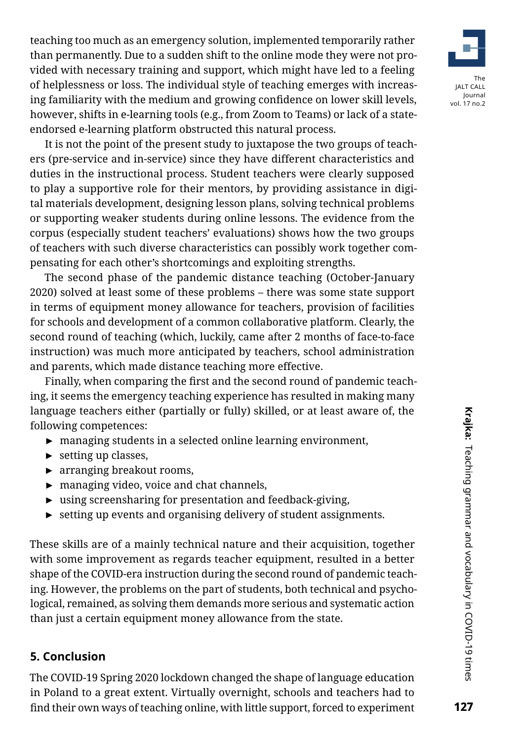teaching too much as an emergency solution, implemented temporarily rather than permanently. Due to a sudden shift to the online mode they were not provided with necessary training and support, which might have led to a feeling of helplessness or loss. The individual style of teaching emerges with increasing familiarity with the medium and growing confidence on lower skill levels, however, shifts in e-learning tools (e.g., from Zoom to Teams) or lack of a state-endorsed e-learning platform obstructed this natural process.

It is not the point of the present study to juxtapose the two groups of teachers (pre-service and in-service) since they have different characteristics and duties in the instructional process. Student teachers were clearly supposed to play a supportive role for their mentors, by providing assistance in digital materials development, designing lesson plans, solving technical problems or supporting weaker students during online lessons. The evidence from the corpus (especially student teachers' evaluations) shows how the two groups of teachers with such diverse characteristics can possibly work together compensating for each other's shortcomings and exploiting strengths.

The second phase of the pandemic distance teaching (October-January 2020) solved at least some of these problems – there was some state support in terms of equipment money allowance for teachers, provision of facilities for schools and development of a common collaborative platform. Clearly, the second round of teaching (which, luckily, came after 2 months of face-to-face instruction) was much more anticipated by teachers, school administration and parents, which made distance teaching more effective.

Finally, when comparing the first and the second round of pandemic teaching, it seems the emergency teaching experience has resulted in making many language teachers either (partially or fully) skilled, or at least aware of, the following competences:

- managing students in a selected online learning environment,
- setting up classes,
- arranging breakout rooms,
- managing video, voice and chat channels,
- using screensharing for presentation and feedback-giving,
- setting up events and organising delivery of student assignments.

These skills are of a mainly technical nature and their acquisition, together with some improvement as regards teacher equipment, resulted in a better shape of the COVID-era instruction during the second round of pandemic teaching. However, the problems on the part of students, both technical and psychological, remained, as solving them demands more serious and systematic action than just a certain equipment money allowance from the state.

## 5. Conclusion

The COVID-19 Spring 2020 lockdown changed the shape of language education in Poland to a great extent. Virtually overnight, schools and teachers had to find their own ways of teaching online, with little support, forced to experiment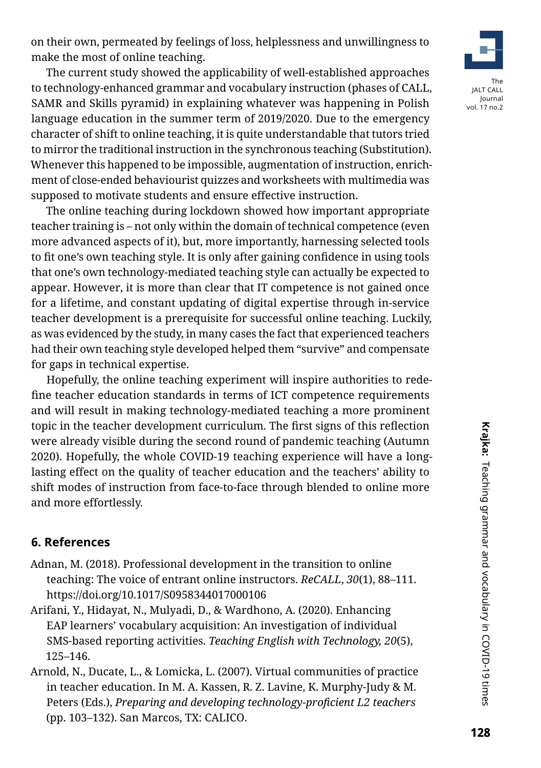on their own, permeated by feelings of loss, helplessness and unwillingness to make the most of online teaching.

The current study showed the applicability of well-established approaches to technology-enhanced grammar and vocabulary instruction (phases of CALL, SAMR and Skills pyramid) in explaining whatever was happening in Polish language education in the summer term of 2019/2020. Due to the emergency character of shift to online teaching, it is quite understandable that tutors tried to mirror the traditional instruction in the synchronous teaching (Substitution). Whenever this happened to be impossible, augmentation of instruction, enrichment of close-ended behaviourist quizzes and worksheets with multimedia was supposed to motivate students and ensure effective instruction.

The online teaching during lockdown showed how important appropriate teacher training is – not only within the domain of technical competence (even more advanced aspects of it), but, more importantly, harnessing selected tools to fit one's own teaching style. It is only after gaining confidence in using tools that one's own technology-mediated teaching style can actually be expected to appear. However, it is more than clear that IT competence is not gained once for a lifetime, and constant updating of digital expertise through in-service teacher development is a prerequisite for successful online teaching. Luckily, as was evidenced by the study, in many cases the fact that experienced teachers had their own teaching style developed helped them "survive" and compensate for gaps in technical expertise.

Hopefully, the online teaching experiment will inspire authorities to redefine teacher education standards in terms of ICT competence requirements and will result in making technology-mediated teaching a more prominent topic in the teacher development curriculum. The first signs of this reflection were already visible during the second round of pandemic teaching (Autumn 2020). Hopefully, the whole COVID-19 teaching experience will have a long-lasting effect on the quality of teacher education and the teachers' ability to shift modes of instruction from face-to-face through blended to online more and more effortlessly.

## 6. References

Adnan, M. (2018). Professional development in the transition to online teaching: The voice of entrant online instructors. *ReCALL*, *30*(1), 88–111. https://doi.org/10.1017/S0958344017000106

Arifani, Y., Hidayat, N., Mulyadi, D., & Wardhono, A. (2020). Enhancing EAP learners' vocabulary acquisition: An investigation of individual SMS-based reporting activities. *Teaching English with Technology, 20*(5), 125–146.

Arnold, N., Ducate, L., & Lomicka, L. (2007). Virtual communities of practice in teacher education. In M. A. Kassen, R. Z. Lavine, K. Murphy-Judy & M. Peters (Eds.), *Preparing and developing technology-proficient L2 teachers* (pp. 103–132). San Marcos, TX: CALICO.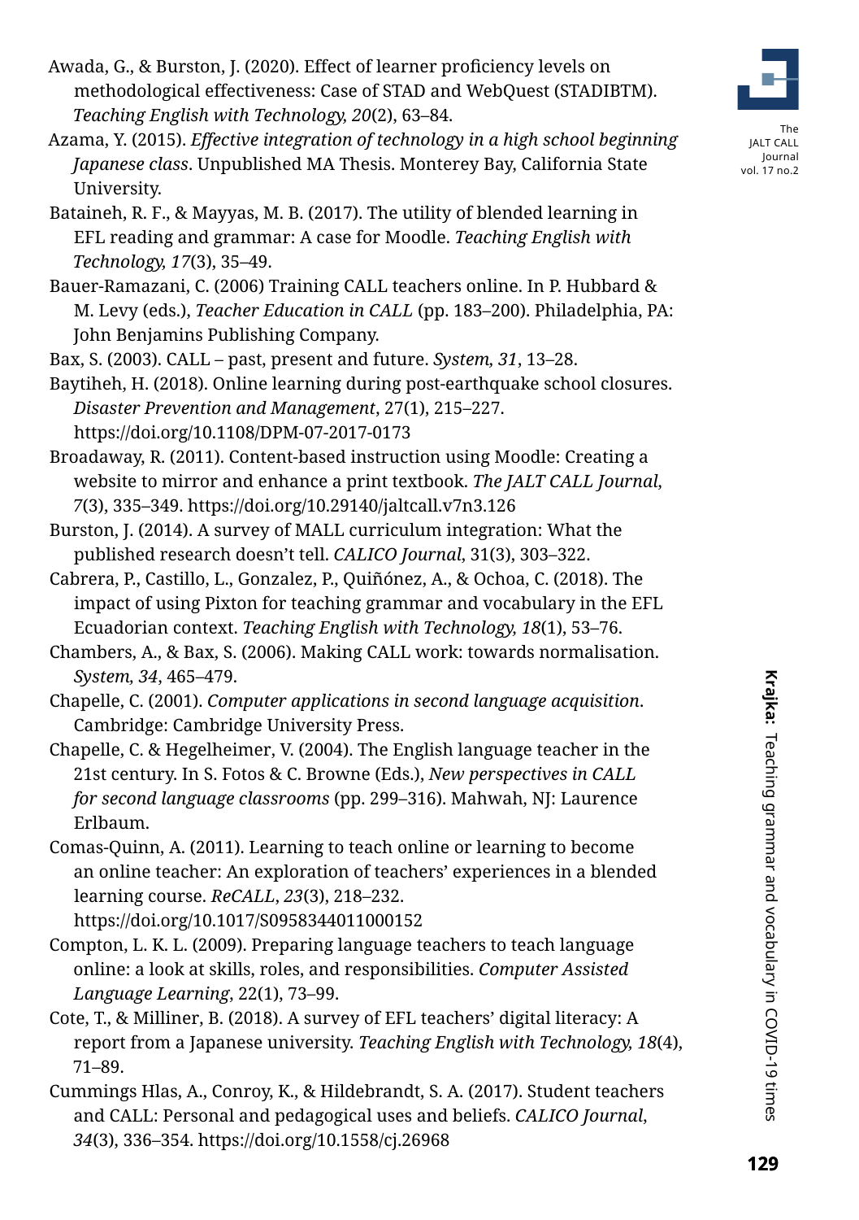Awada, G., & Burston, J. (2020). Effect of learner proficiency levels on methodological effectiveness: Case of STAD and WebQuest (STADIBTM). *Teaching English with Technology, 20*(2), 63–84.

Azama, Y. (2015). *Effective integration of technology in a high school beginning Japanese class*. Unpublished MA Thesis. Monterey Bay, California State University.

Bataineh, R. F., & Mayyas, M. B. (2017). The utility of blended learning in EFL reading and grammar: A case for Moodle. *Teaching English with Technology, 17*(3), 35–49.

Bauer-Ramazani, C. (2006) Training CALL teachers online. In P. Hubbard & M. Levy (eds.), *Teacher Education in CALL* (pp. 183–200). Philadelphia, PA: John Benjamins Publishing Company.

Bax, S. (2003). CALL – past, present and future. *System, 31*, 13–28.

Baytiheh, H. (2018). Online learning during post-earthquake school closures. *Disaster Prevention and Management*, 27(1), 215–227. https://doi.org/10.1108/DPM-07-2017-0173

Broadaway, R. (2011). Content-based instruction using Moodle: Creating a website to mirror and enhance a print textbook. *The JALT CALL Journal*, *7*(3), 335–349. https://doi.org/10.29140/jaltcall.v7n3.126

Burston, J. (2014). A survey of MALL curriculum integration: What the published research doesn't tell. *CALICO Journal*, 31(3), 303–322.

Cabrera, P., Castillo, L., Gonzalez, P., Quiñónez, A., & Ochoa, C. (2018). The impact of using Pixton for teaching grammar and vocabulary in the EFL Ecuadorian context. *Teaching English with Technology, 18*(1), 53–76.

Chambers, A., & Bax, S. (2006). Making CALL work: towards normalisation. *System, 34*, 465–479.

Chapelle, C. (2001). *Computer applications in second language acquisition*. Cambridge: Cambridge University Press.

Chapelle, C. & Hegelheimer, V. (2004). The English language teacher in the 21st century. In S. Fotos & C. Browne (Eds.), *New perspectives in CALL for second language classrooms* (pp. 299–316). Mahwah, NJ: Laurence Erlbaum.

Comas-Quinn, A. (2011). Learning to teach online or learning to become an online teacher: An exploration of teachers' experiences in a blended learning course. *ReCALL*, *23*(3), 218–232. https://doi.org/10.1017/S0958344011000152

Compton, L. K. L. (2009). Preparing language teachers to teach language online: a look at skills, roles, and responsibilities. *Computer Assisted Language Learning*, 22(1), 73–99.

Cote, T., & Milliner, B. (2018). A survey of EFL teachers' digital literacy: A report from a Japanese university. *Teaching English with Technology, 18*(4), 71–89.

Cummings Hlas, A., Conroy, K., & Hildebrandt, S. A. (2017). Student teachers and CALL: Personal and pedagogical uses and beliefs. *CALICO Journal*, *34*(3), 336–354. https://doi.org/10.1558/cj.26968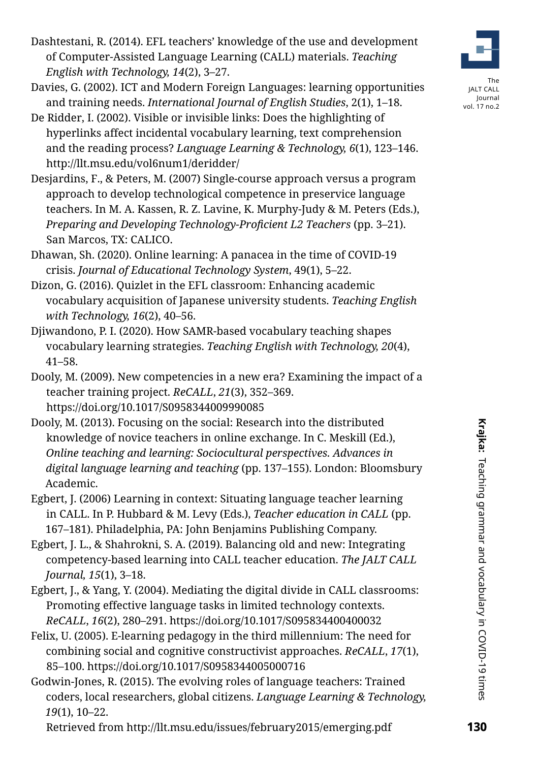Dashtestani, R. (2014). EFL teachers' knowledge of the use and development of Computer-Assisted Language Learning (CALL) materials. *Teaching English with Technology, 14*(2), 3–27.

Davies, G. (2002). ICT and Modern Foreign Languages: learning opportunities and training needs. *International Journal of English Studies*, 2(1), 1–18.

De Ridder, I. (2002). Visible or invisible links: Does the highlighting of hyperlinks affect incidental vocabulary learning, text comprehension and the reading process? *Language Learning & Technology, 6*(1), 123–146. http://llt.msu.edu/vol6num1/deridder/

Desjardins, F., & Peters, M. (2007) Single-course approach versus a program approach to develop technological competence in preservice language teachers. In M. A. Kassen, R. Z. Lavine, K. Murphy-Judy & M. Peters (Eds.), *Preparing and Developing Technology-Proficient L2 Teachers* (pp. 3–21). San Marcos, TX: CALICO.

Dhawan, Sh. (2020). Online learning: A panacea in the time of COVID-19 crisis. *Journal of Educational Technology System*, 49(1), 5–22.

Dizon, G. (2016). Quizlet in the EFL classroom: Enhancing academic vocabulary acquisition of Japanese university students. *Teaching English with Technology, 16*(2), 40–56.

Djiwandono, P. I. (2020). How SAMR-based vocabulary teaching shapes vocabulary learning strategies. *Teaching English with Technology, 20*(4), 41–58.

Dooly, M. (2009). New competencies in a new era? Examining the impact of a teacher training project. *ReCALL*, *21*(3), 352–369. https://doi.org/10.1017/S0958344009990085

Dooly, M. (2013). Focusing on the social: Research into the distributed knowledge of novice teachers in online exchange. In C. Meskill (Ed.), *Online teaching and learning: Sociocultural perspectives. Advances in digital language learning and teaching* (pp. 137–155). London: Bloomsbury Academic.

Egbert, J. (2006) Learning in context: Situating language teacher learning in CALL. In P. Hubbard & M. Levy (Eds.), *Teacher education in CALL* (pp. 167–181). Philadelphia, PA: John Benjamins Publishing Company.

Egbert, J. L., & Shahrokni, S. A. (2019). Balancing old and new: Integrating competency-based learning into CALL teacher education. *The JALT CALL Journal, 15*(1), 3–18.

Egbert, J., & Yang, Y. (2004). Mediating the digital divide in CALL classrooms: Promoting effective language tasks in limited technology contexts. *ReCALL*, *16*(2), 280–291. https://doi.org/10.1017/S095834400400032

Felix, U. (2005). E-learning pedagogy in the third millennium: The need for combining social and cognitive constructivist approaches. *ReCALL*, *17*(1), 85–100. https://doi.org/10.1017/S0958344005000716

Godwin-Jones, R. (2015). The evolving roles of language teachers: Trained coders, local researchers, global citizens. *Language Learning & Technology, 19*(1), 10–22.
Retrieved from http://llt.msu.edu/issues/february2015/emerging.pdf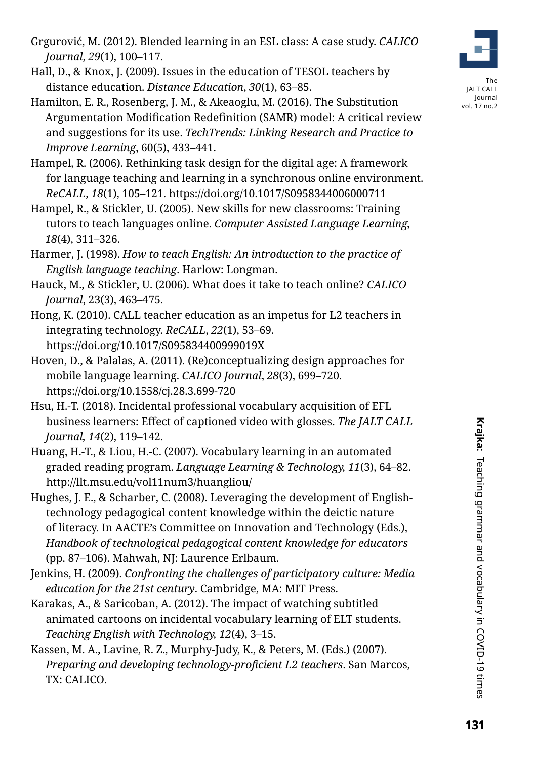Grgurović, M. (2012). Blended learning in an ESL class: A case study. *CALICO Journal*, *29*(1), 100–117.

Hall, D., & Knox, J. (2009). Issues in the education of TESOL teachers by distance education. *Distance Education*, *30*(1), 63–85.

Hamilton, E. R., Rosenberg, J. M., & Akeaoglu, M. (2016). The Substitution Argumentation Modification Redefinition (SAMR) model: A critical review and suggestions for its use. *TechTrends: Linking Research and Practice to Improve Learning*, 60(5), 433–441.

Hampel, R. (2006). Rethinking task design for the digital age: A framework for language teaching and learning in a synchronous online environment. *ReCALL*, *18*(1), 105–121. https://doi.org/10.1017/S0958344006000711

Hampel, R., & Stickler, U. (2005). New skills for new classrooms: Training tutors to teach languages online. *Computer Assisted Language Learning, 18*(4), 311–326.

Harmer, J. (1998). *How to teach English: An introduction to the practice of English language teaching*. Harlow: Longman.

Hauck, M., & Stickler, U. (2006). What does it take to teach online? *CALICO Journal*, 23(3), 463–475.

Hong, K. (2010). CALL teacher education as an impetus for L2 teachers in integrating technology. *ReCALL*, *22*(1), 53–69. https://doi.org/10.1017/S095834400999019X

Hoven, D., & Palalas, A. (2011). (Re)conceptualizing design approaches for mobile language learning. *CALICO Journal*, *28*(3), 699–720. https://doi.org/10.1558/cj.28.3.699-720

Hsu, H.-T. (2018). Incidental professional vocabulary acquisition of EFL business learners: Effect of captioned video with glosses. *The JALT CALL Journal, 14*(2), 119–142.

Huang, H.-T., & Liou, H.-C. (2007). Vocabulary learning in an automated graded reading program. *Language Learning & Technology, 11*(3), 64–82. http://llt.msu.edu/vol11num3/huangliou/

Hughes, J. E., & Scharber, C. (2008). Leveraging the development of English-technology pedagogical content knowledge within the deictic nature of literacy. In AACTE's Committee on Innovation and Technology (Eds.), *Handbook of technological pedagogical content knowledge for educators* (pp. 87–106). Mahwah, NJ: Laurence Erlbaum.

Jenkins, H. (2009). *Confronting the challenges of participatory culture: Media education for the 21st century*. Cambridge, MA: MIT Press.

Karakas, A., & Saricoban, A. (2012). The impact of watching subtitled animated cartoons on incidental vocabulary learning of ELT students. *Teaching English with Technology, 12*(4), 3–15.

Kassen, M. A., Lavine, R. Z., Murphy-Judy, K., & Peters, M. (Eds.) (2007). *Preparing and developing technology-proficient L2 teachers*. San Marcos, TX: CALICO.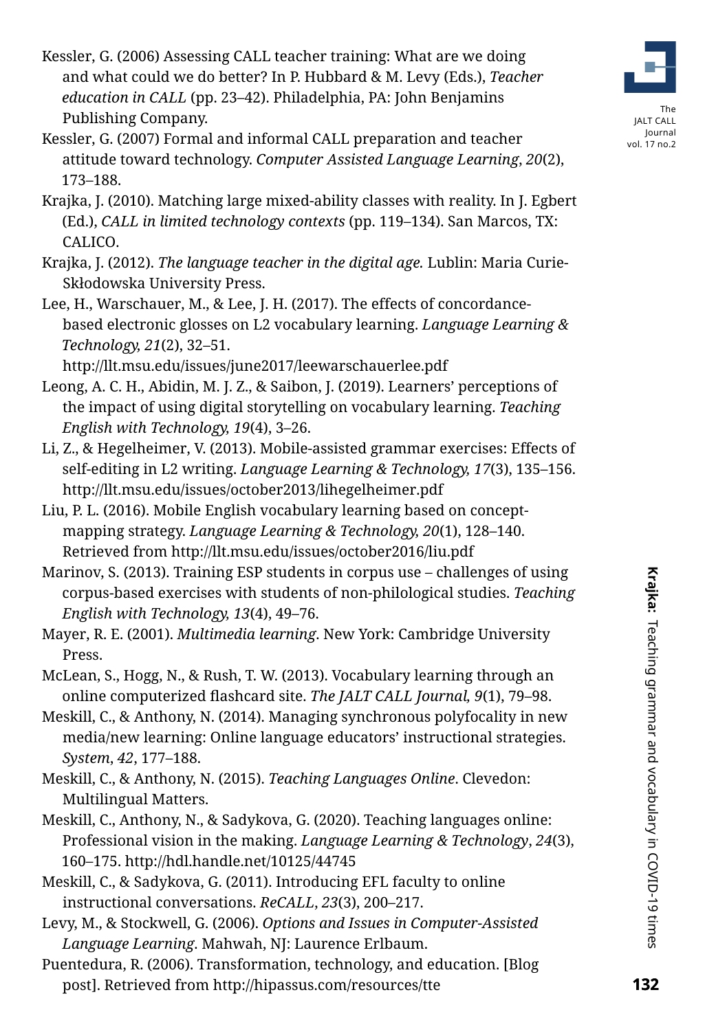Kessler, G. (2006) Assessing CALL teacher training: What are we doing and what could we do better? In P. Hubbard & M. Levy (Eds.), *Teacher education in CALL* (pp. 23–42). Philadelphia, PA: John Benjamins Publishing Company.

Kessler, G. (2007) Formal and informal CALL preparation and teacher attitude toward technology. *Computer Assisted Language Learning*, *20*(2), 173–188.

Krajka, J. (2010). Matching large mixed-ability classes with reality. In J. Egbert (Ed.), *CALL in limited technology contexts* (pp. 119–134). San Marcos, TX: CALICO.

Krajka, J. (2012). *The language teacher in the digital age.* Lublin: Maria Curie-Skłodowska University Press.

Lee, H., Warschauer, M., & Lee, J. H. (2017). The effects of concordance-based electronic glosses on L2 vocabulary learning. *Language Learning & Technology, 21*(2), 32–51. http://llt.msu.edu/issues/june2017/leewarschauerlee.pdf

Leong, A. C. H., Abidin, M. J. Z., & Saibon, J. (2019). Learners' perceptions of the impact of using digital storytelling on vocabulary learning. *Teaching English with Technology, 19*(4), 3–26.

Li, Z., & Hegelheimer, V. (2013). Mobile-assisted grammar exercises: Effects of self-editing in L2 writing. *Language Learning & Technology, 17*(3), 135–156. http://llt.msu.edu/issues/october2013/lihegelheimer.pdf

Liu, P. L. (2016). Mobile English vocabulary learning based on concept-mapping strategy. *Language Learning & Technology, 20*(1), 128–140. Retrieved from http://llt.msu.edu/issues/october2016/liu.pdf

Marinov, S. (2013). Training ESP students in corpus use – challenges of using corpus-based exercises with students of non-philological studies. *Teaching English with Technology, 13*(4), 49–76.

Mayer, R. E. (2001). *Multimedia learning*. New York: Cambridge University Press.

McLean, S., Hogg, N., & Rush, T. W. (2013). Vocabulary learning through an online computerized flashcard site. *The JALT CALL Journal, 9*(1), 79–98.

Meskill, C., & Anthony, N. (2014). Managing synchronous polyfocality in new media/new learning: Online language educators' instructional strategies. *System*, *42*, 177–188.

Meskill, C., & Anthony, N. (2015). *Teaching Languages Online*. Clevedon: Multilingual Matters.

Meskill, C., Anthony, N., & Sadykova, G. (2020). Teaching languages online: Professional vision in the making. *Language Learning & Technology*, *24*(3), 160–175. http://hdl.handle.net/10125/44745

Meskill, C., & Sadykova, G. (2011). Introducing EFL faculty to online instructional conversations. *ReCALL*, *23*(3), 200–217.

Levy, M., & Stockwell, G. (2006). *Options and Issues in Computer-Assisted Language Learning*. Mahwah, NJ: Laurence Erlbaum.

Puentedura, R. (2006). Transformation, technology, and education. [Blog post]. Retrieved from http://hipassus.com/resources/tte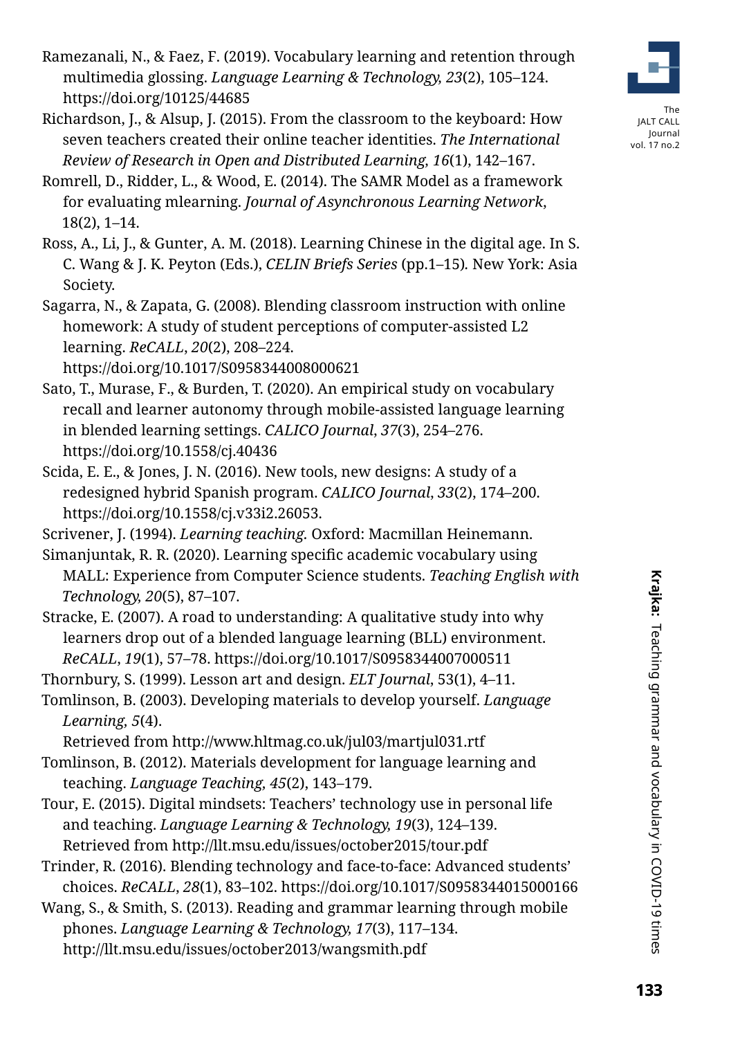Ramezanali, N., & Faez, F. (2019). Vocabulary learning and retention through multimedia glossing. *Language Learning & Technology, 23*(2), 105–124. https://doi.org/10125/44685

Richardson, J., & Alsup, J. (2015). From the classroom to the keyboard: How seven teachers created their online teacher identities. *The International Review of Research in Open and Distributed Learning, 16*(1), 142–167.

Romrell, D., Ridder, L., & Wood, E. (2014). The SAMR Model as a framework for evaluating mlearning. *Journal of Asynchronous Learning Network*, 18(2), 1–14.

Ross, A., Li, J., & Gunter, A. M. (2018). Learning Chinese in the digital age. In S. C. Wang & J. K. Peyton (Eds.), *CELIN Briefs Series* (pp.1–15). New York: Asia Society.

Sagarra, N., & Zapata, G. (2008). Blending classroom instruction with online homework: A study of student perceptions of computer-assisted L2 learning. *ReCALL*, *20*(2), 208–224. https://doi.org/10.1017/S0958344008000621

Sato, T., Murase, F., & Burden, T. (2020). An empirical study on vocabulary recall and learner autonomy through mobile-assisted language learning in blended learning settings. *CALICO Journal*, *37*(3), 254–276. https://doi.org/10.1558/cj.40436

Scida, E. E., & Jones, J. N. (2016). New tools, new designs: A study of a redesigned hybrid Spanish program. *CALICO Journal*, *33*(2), 174–200. https://doi.org/10.1558/cj.v33i2.26053.

Scrivener, J. (1994). *Learning teaching.* Oxford: Macmillan Heinemann.

Simanjuntak, R. R. (2020). Learning specific academic vocabulary using MALL: Experience from Computer Science students. *Teaching English with Technology, 20*(5), 87–107.

Stracke, E. (2007). A road to understanding: A qualitative study into why learners drop out of a blended language learning (BLL) environment. *ReCALL*, *19*(1), 57–78. https://doi.org/10.1017/S0958344007000511

Thornbury, S. (1999). Lesson art and design. *ELT Journal*, 53(1), 4–11.

Tomlinson, B. (2003). Developing materials to develop yourself. *Language Learning, 5*(4). Retrieved from http://www.hltmag.co.uk/jul03/martjul031.rtf

Tomlinson, B. (2012). Materials development for language learning and teaching. *Language Teaching, 45*(2), 143–179.

Tour, E. (2015). Digital mindsets: Teachers' technology use in personal life and teaching. *Language Learning & Technology, 19*(3), 124–139. Retrieved from http://llt.msu.edu/issues/october2015/tour.pdf

Trinder, R. (2016). Blending technology and face-to-face: Advanced students' choices. *ReCALL*, *28*(1), 83–102. https://doi.org/10.1017/S0958344015000166

Wang, S., & Smith, S. (2013). Reading and grammar learning through mobile phones. *Language Learning & Technology, 17*(3), 117–134. http://llt.msu.edu/issues/october2013/wangsmith.pdf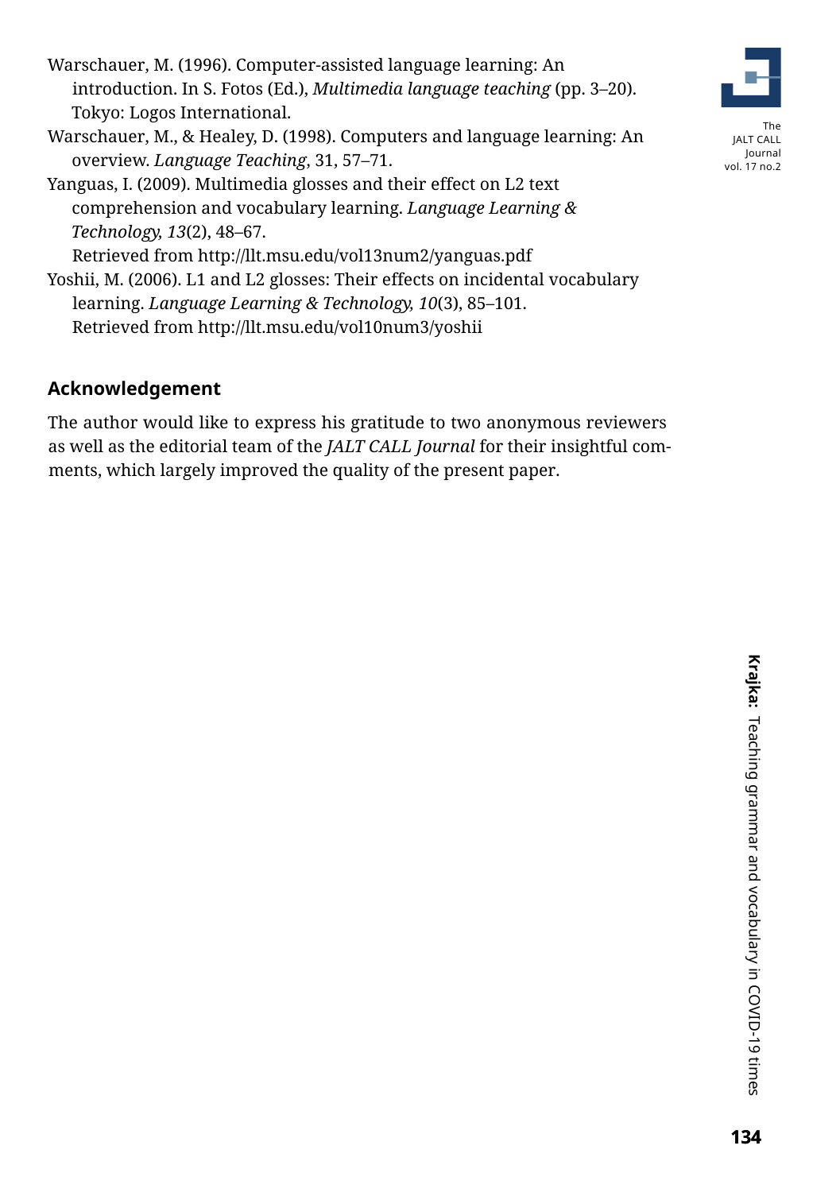Warschauer, M. (1996). Computer-assisted language learning: An introduction. In S. Fotos (Ed.), *Multimedia language teaching* (pp. 3–20). Tokyo: Logos International.

Warschauer, M., & Healey, D. (1998). Computers and language learning: An overview. *Language Teaching*, 31, 57–71.

Yanguas, I. (2009). Multimedia glosses and their effect on L2 text comprehension and vocabulary learning. *Language Learning & Technology, 13*(2), 48–67. Retrieved from http://llt.msu.edu/vol13num2/yanguas.pdf

Yoshii, M. (2006). L1 and L2 glosses: Their effects on incidental vocabulary learning. *Language Learning & Technology, 10*(3), 85–101. Retrieved from http://llt.msu.edu/vol10num3/yoshii

## Acknowledgement

The author would like to express his gratitude to two anonymous reviewers as well as the editorial team of the *JALT CALL Journal* for their insightful comments, which largely improved the quality of the present paper.